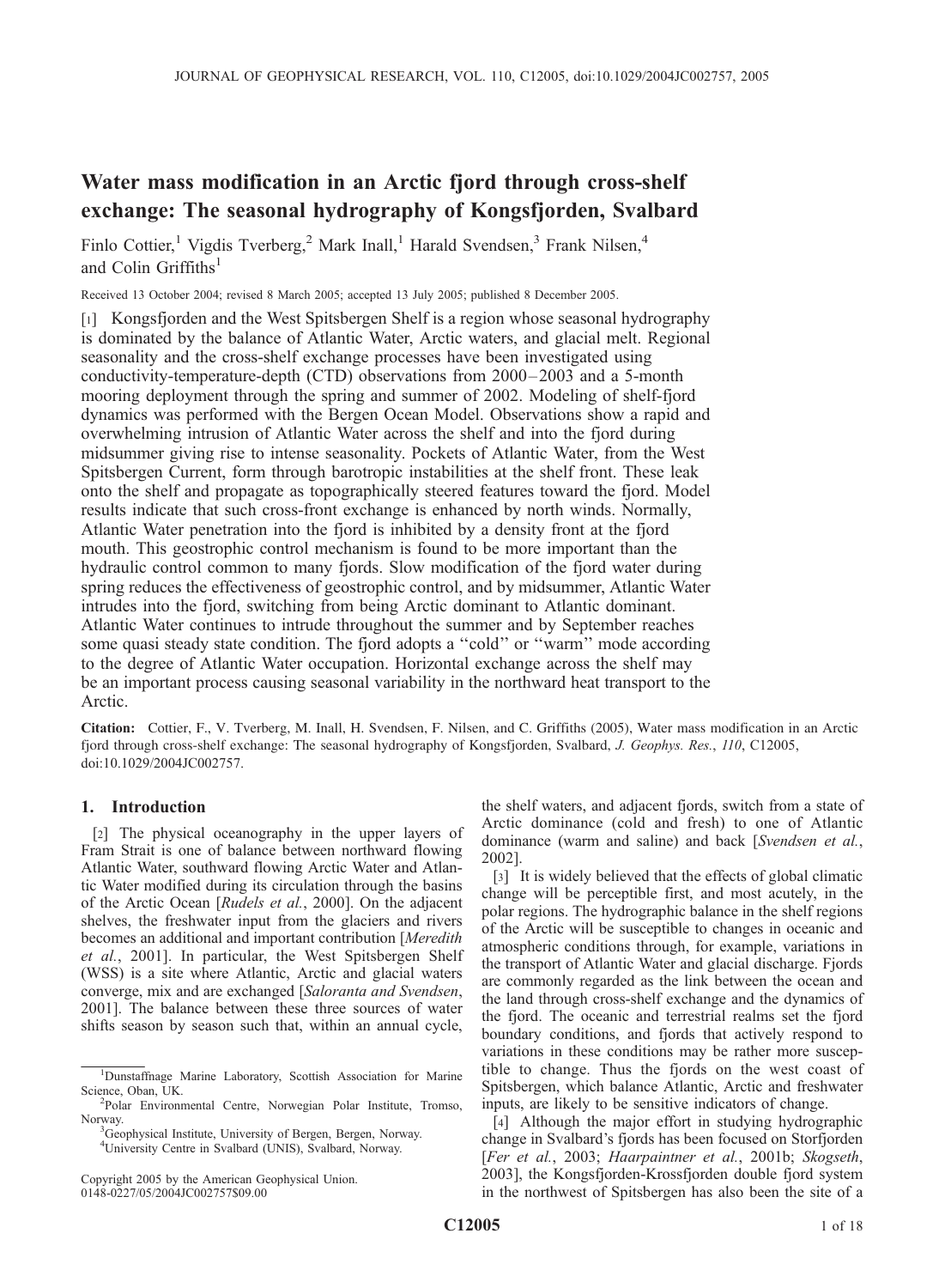# Water mass modification in an Arctic fjord through cross-shelf exchange: The seasonal hydrography of Kongsfjorden, Svalbard

Finlo Cottier,[1] Vigdis Tverberg,[2] Mark Inall,[1] Harald Svendsen,[3] Frank Nilsen,[4] and Colin Griffiths[1]

Received 13 October 2004; revised 8 March 2005; accepted 13 July 2005; published 8 December 2005.

[1] Kongsfjorden and the West Spitsbergen Shelf is a region whose seasonal hydrography is dominated by the balance of Atlantic Water, Arctic waters, and glacial melt. Regional seasonality and the cross-shelf exchange processes have been investigated using conductivity-temperature-depth (CTD) observations from 2000–2003 and a 5-month mooring deployment through the spring and summer of 2002. Modeling of shelf-fjord dynamics was performed with the Bergen Ocean Model. Observations show a rapid and overwhelming intrusion of Atlantic Water across the shelf and into the fjord during midsummer giving rise to intense seasonality. Pockets of Atlantic Water, from the West Spitsbergen Current, form through barotropic instabilities at the shelf front. These leak onto the shelf and propagate as topographically steered features toward the fjord. Model results indicate that such cross-front exchange is enhanced by north winds. Normally, Atlantic Water penetration into the fjord is inhibited by a density front at the fjord mouth. This geostrophic control mechanism is found to be more important than the hydraulic control common to many fjords. Slow modification of the fjord water during spring reduces the effectiveness of geostrophic control, and by midsummer, Atlantic Water intrudes into the fjord, switching from being Arctic dominant to Atlantic dominant. Atlantic Water continues to intrude throughout the summer and by September reaches some quasi steady state condition. The fjord adopts a "cold" or "warm" mode according to the degree of Atlantic Water occupation. Horizontal exchange across the shelf may be an important process causing seasonal variability in the northward heat transport to the Arctic.

**Citation:** Cottier, F., V. Tverberg, M. Inall, H. Svendsen, F. Nilsen, and C. Griffiths (2005), Water mass modification in an Arctic fjord through cross-shelf exchange: The seasonal hydrography of Kongsfjorden, Svalbard, *J. Geophys. Res.*, *110*, C12005, doi:10.1029/2004JC002757.

## 1. Introduction

[2] The physical oceanography in the upper layers of Fram Strait is one of balance between northward flowing Atlantic Water, southward flowing Arctic Water and Atlantic Water modified during its circulation through the basins of the Arctic Ocean [*Rudels et al.*, 2000]. On the adjacent shelves, the freshwater input from the glaciers and rivers becomes an additional and important contribution [*Meredith et al.*, 2001]. In particular, the West Spitsbergen Shelf (WSS) is a site where Atlantic, Arctic and glacial waters converge, mix and are exchanged [*Saloranta and Svendsen*, 2001]. The balance between these three sources of water shifts season by season such that, within an annual cycle, the shelf waters, and adjacent fjords, switch from a state of Arctic dominance (cold and fresh) to one of Atlantic dominance (warm and saline) and back [*Svendsen et al.*, 2002].

[3] It is widely believed that the effects of global climatic change will be perceptible first, and most acutely, in the polar regions. The hydrographic balance in the shelf regions of the Arctic will be susceptible to changes in oceanic and atmospheric conditions through, for example, variations in the transport of Atlantic Water and glacial discharge. Fjords are commonly regarded as the link between the ocean and the land through cross-shelf exchange and the dynamics of the fjord. The oceanic and terrestrial realms set the fjord boundary conditions, and fjords that actively respond to variations in these conditions may be rather more susceptible to change. Thus the fjords on the west coast of Spitsbergen, which balance Atlantic, Arctic and freshwater inputs, are likely to be sensitive indicators of change.

[4] Although the major effort in studying hydrographic change in Svalbard's fjords has been focused on Storfjorden [*Fer et al.*, 2003; *Haarpaintner et al.*, 2001b; *Skogseth*, 2003], the Kongsfjorden-Krossfjorden double fjord system in the northwest of Spitsbergen has also been the site of a

---

[1] Dunstaffnage Marine Laboratory, Scottish Association for Marine Science, Oban, UK.

[2] Polar Environmental Centre, Norwegian Polar Institute, Tromso, Norway.

[3] Geophysical Institute, University of Bergen, Bergen, Norway.

[4] University Centre in Svalbard (UNIS), Svalbard, Norway.

Copyright 2005 by the American Geophysical Union.
0148-0227/05/2004JC002757$09.00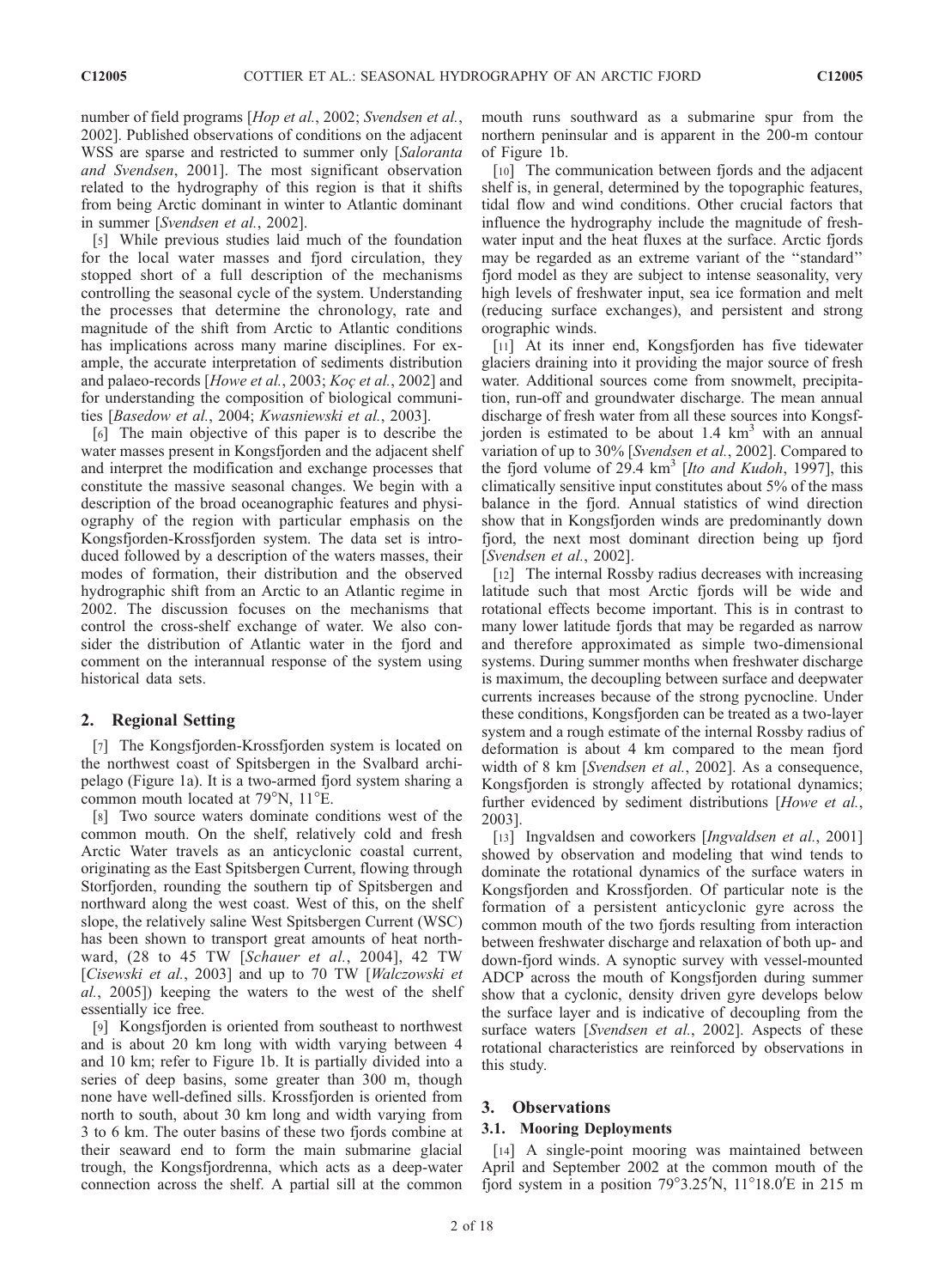number of field programs [*Hop et al.*, 2002; *Svendsen et al.*, 2002]. Published observations of conditions on the adjacent WSS are sparse and restricted to summer only [*Saloranta and Svendsen*, 2001]. The most significant observation related to the hydrography of this region is that it shifts from being Arctic dominant in winter to Atlantic dominant in summer [*Svendsen et al.*, 2002].

[5] While previous studies laid much of the foundation for the local water masses and fjord circulation, they stopped short of a full description of the mechanisms controlling the seasonal cycle of the system. Understanding the processes that determine the chronology, rate and magnitude of the shift from Arctic to Atlantic conditions has implications across many marine disciplines. For example, the accurate interpretation of sediments distribution and palaeo-records [*Howe et al.*, 2003; *Koç et al.*, 2002] and for understanding the composition of biological communities [*Basedow et al.*, 2004; *Kwasniewski et al.*, 2003].

[6] The main objective of this paper is to describe the water masses present in Kongsfjorden and the adjacent shelf and interpret the modification and exchange processes that constitute the massive seasonal changes. We begin with a description of the broad oceanographic features and physiography of the region with particular emphasis on the Kongsfjorden-Krossfjorden system. The data set is introduced followed by a description of the waters masses, their modes of formation, their distribution and the observed hydrographic shift from an Arctic to an Atlantic regime in 2002. The discussion focuses on the mechanisms that control the cross-shelf exchange of water. We also consider the distribution of Atlantic water in the fjord and comment on the interannual response of the system using historical data sets.

## 2. Regional Setting

[7] The Kongsfjorden-Krossfjorden system is located on the northwest coast of Spitsbergen in the Svalbard archipelago (Figure 1a). It is a two-armed fjord system sharing a common mouth located at 79°N, 11°E.

[8] Two source waters dominate conditions west of the common mouth. On the shelf, relatively cold and fresh Arctic Water travels as an anticyclonic coastal current, originating as the East Spitsbergen Current, flowing through Storfjorden, rounding the southern tip of Spitsbergen and northward along the west coast. West of this, on the shelf slope, the relatively saline West Spitsbergen Current (WSC) has been shown to transport great amounts of heat northward, (28 to 45 TW [*Schauer et al.*, 2004], 42 TW [*Cisewski et al.*, 2003] and up to 70 TW [*Walczowski et al.*, 2005]) keeping the waters to the west of the shelf essentially ice free.

[9] Kongsfjorden is oriented from southeast to northwest and is about 20 km long with width varying between 4 and 10 km; refer to Figure 1b. It is partially divided into a series of deep basins, some greater than 300 m, though none have well-defined sills. Krossfjorden is oriented from north to south, about 30 km long and width varying from 3 to 6 km. The outer basins of these two fjords combine at their seaward end to form the main submarine glacial trough, the Kongsfjordrenna, which acts as a deep-water connection across the shelf. A partial sill at the common mouth runs southward as a submarine spur from the northern peninsular and is apparent in the 200-m contour of Figure 1b.

[10] The communication between fjords and the adjacent shelf is, in general, determined by the topographic features, tidal flow and wind conditions. Other crucial factors that influence the hydrography include the magnitude of freshwater input and the heat fluxes at the surface. Arctic fjords may be regarded as an extreme variant of the "standard" fjord model as they are subject to intense seasonality, very high levels of freshwater input, sea ice formation and melt (reducing surface exchanges), and persistent and strong orographic winds.

[11] At its inner end, Kongsfjorden has five tidewater glaciers draining into it providing the major source of fresh water. Additional sources come from snowmelt, precipitation, run-off and groundwater discharge. The mean annual discharge of fresh water from all these sources into Kongsfjorden is estimated to be about 1.4 $km^3$ with an annual variation of up to 30% [*Svendsen et al.*, 2002]. Compared to the fjord volume of 29.4 $km^3$ [*Ito and Kudoh*, 1997], this climatically sensitive input constitutes about 5% of the mass balance in the fjord. Annual statistics of wind direction show that in Kongsfjorden winds are predominantly down fjord, the next most dominant direction being up fjord [*Svendsen et al.*, 2002].

[12] The internal Rossby radius decreases with increasing latitude such that most Arctic fjords will be wide and rotational effects become important. This is in contrast to many lower latitude fjords that may be regarded as narrow and therefore approximated as simple two-dimensional systems. During summer months when freshwater discharge is maximum, the decoupling between surface and deepwater currents increases because of the strong pycnocline. Under these conditions, Kongsfjorden can be treated as a two-layer system and a rough estimate of the internal Rossby radius of deformation is about 4 km compared to the mean fjord width of 8 km [*Svendsen et al.*, 2002]. As a consequence, Kongsfjorden is strongly affected by rotational dynamics; further evidenced by sediment distributions [*Howe et al.*, 2003].

[13] Ingvaldsen and coworkers [*Ingvaldsen et al.*, 2001] showed by observation and modeling that wind tends to dominate the rotational dynamics of the surface waters in Kongsfjorden and Krossfjorden. Of particular note is the formation of a persistent anticyclonic gyre across the common mouth of the two fjords resulting from interaction between freshwater discharge and relaxation of both up- and down-fjord winds. A synoptic survey with vessel-mounted ADCP across the mouth of Kongsfjorden during summer show that a cyclonic, density driven gyre develops below the surface layer and is indicative of decoupling from the surface waters [*Svendsen et al.*, 2002]. Aspects of these rotational characteristics are reinforced by observations in this study.

## 3. Observations

### 3.1. Mooring Deployments

[14] A single-point mooring was maintained between April and September 2002 at the common mouth of the fjord system in a position 79°3.25′N, 11°18.0′E in 215 m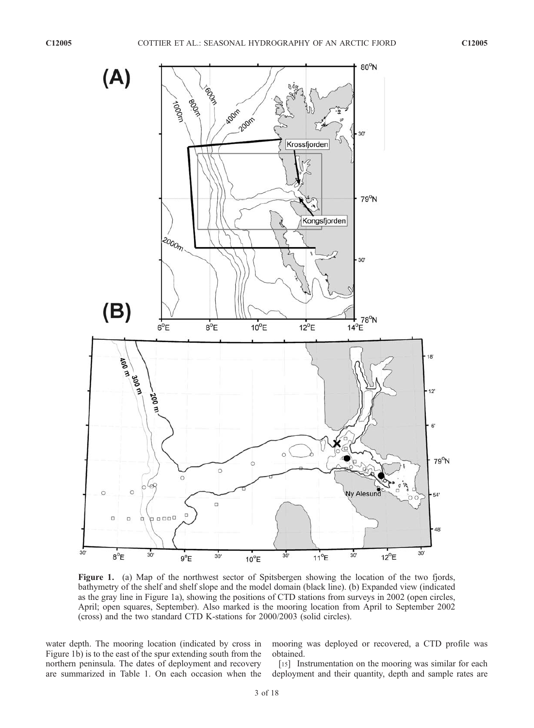Figure 1. (a) Map of the northwest sector of Spitsbergen showing the location of the two fjords, bathymetry of the shelf and shelf slope and the model domain (black line). (b) Expanded view (indicated as the gray line in Figure 1a), showing the positions of CTD stations from surveys in 2002 (open circles, April; open squares, September). Also marked is the mooring location from April to September 2002 (cross) and the two standard CTD K-stations for 2000/2003 (solid circles).

water depth. The mooring location (indicated by cross in Figure 1b) is to the east of the spur extending south from the northern peninsula. The dates of deployment and recovery are summarized in Table 1. On each occasion when the mooring was deployed or recovered, a CTD profile was obtained.

[15] Instrumentation on the mooring was similar for each deployment and their quantity, depth and sample rates are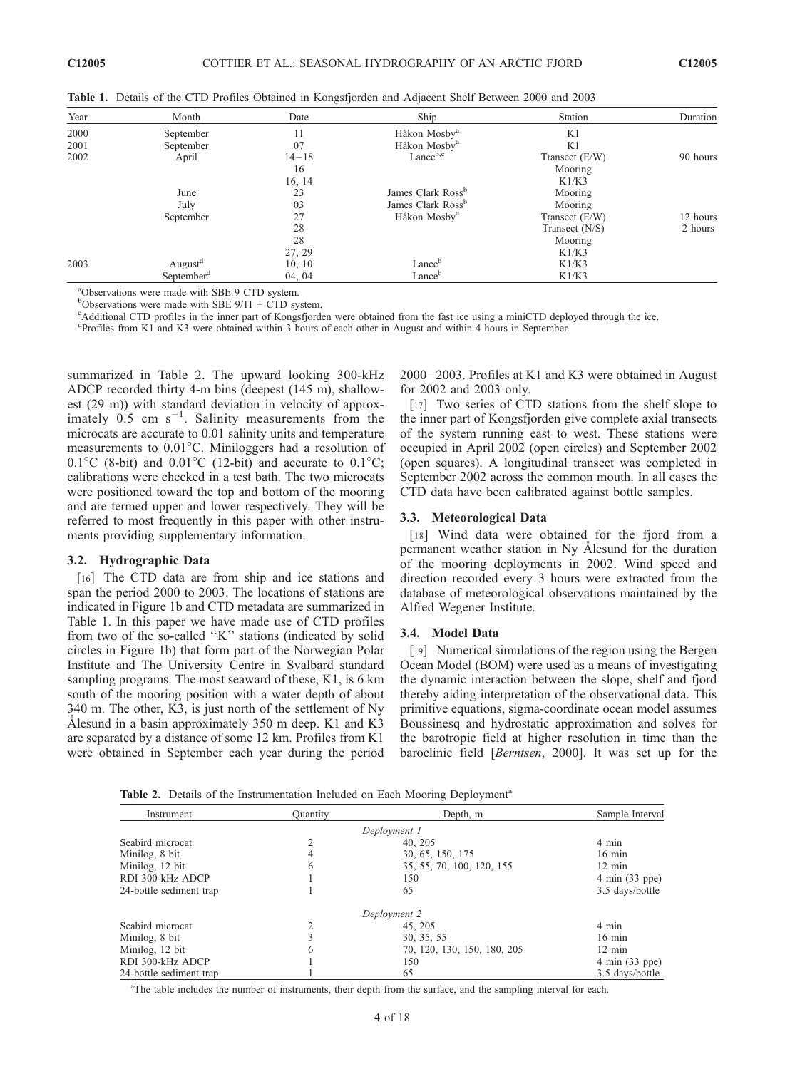**Table 1.** Details of the CTD Profiles Obtained in Kongsfjorden and Adjacent Shelf Between 2000 and 2003

| Year | Month | Date | Ship | Station | Duration |
|---|---|---|---|---|---|
| 2000 | September | 11 | Håkon Mosby[a] | K1 | |
| 2001 | September | 07 | Håkon Mosby[a] | K1 | |
| 2002 | April | 14–18 | Lance[b,c] | Transect (E/W) | 90 hours |
| | | 16 | | Mooring | |
| | | 16, 14 | | K1/K3 | |
| | June | 23 | James Clark Ross[b] | Mooring | |
| | July | 03 | James Clark Ross[b] | Mooring | |
| | September | 27 | Håkon Mosby[a] | Transect (E/W) | 12 hours |
| | | 28 | | Transect (N/S) | 2 hours |
| | | 28 | | Mooring | |
| | | 27, 29 | | K1/K3 | |
| 2003 | August[d] | 10, 10 | Lance[b] | K1/K3 | |
| | September[d] | 04, 04 | Lance[b] | K1/K3 | |

[a]Observations were made with SBE 9 CTD system.
[b]Observations were made with SBE 9/11 + CTD system.
[c]Additional CTD profiles in the inner part of Kongsfjorden were obtained from the fast ice using a miniCTD deployed through the ice.
[d]Profiles from K1 and K3 were obtained within 3 hours of each other in August and within 4 hours in September.

summarized in Table 2. The upward looking 300-kHz ADCP recorded thirty 4-m bins (deepest (145 m), shallowest (29 m)) with standard deviation in velocity of approximately 0.5 cm $s^{-1}$. Salinity measurements from the microcats are accurate to 0.01 salinity units and temperature measurements to 0.01°C. Miniloggers had a resolution of 0.1°C (8-bit) and 0.01°C (12-bit) and accurate to 0.1°C; calibrations were checked in a test bath. The two microcats were positioned toward the top and bottom of the mooring and are termed upper and lower respectively. They will be referred to most frequently in this paper with other instruments providing supplementary information.

### 3.2. Hydrographic Data

[16] The CTD data are from ship and ice stations and span the period 2000 to 2003. The locations of stations are indicated in Figure 1b and CTD metadata are summarized in Table 1. In this paper we have made use of CTD profiles from two of the so-called "K" stations (indicated by solid circles in Figure 1b) that form part of the Norwegian Polar Institute and The University Centre in Svalbard standard sampling programs. The most seaward of these, K1, is 6 km south of the mooring position with a water depth of about 340 m. The other, K3, is just north of the settlement of Ny Ålesund in a basin approximately 350 m deep. K1 and K3 are separated by a distance of some 12 km. Profiles from K1 were obtained in September each year during the period 2000–2003. Profiles at K1 and K3 were obtained in August for 2002 and 2003 only.

[17] Two series of CTD stations from the shelf slope to the inner part of Kongsfjorden give complete axial transects of the system running east to west. These stations were occupied in April 2002 (open circles) and September 2002 (open squares). A longitudinal transect was completed in September 2002 across the common mouth. In all cases the CTD data have been calibrated against bottle samples.

### 3.3. Meteorological Data

[18] Wind data were obtained for the fjord from a permanent weather station in Ny Ålesund for the duration of the mooring deployments in 2002. Wind speed and direction recorded every 3 hours were extracted from the database of meteorological observations maintained by the Alfred Wegener Institute.

### 3.4. Model Data

[19] Numerical simulations of the region using the Bergen Ocean Model (BOM) were used as a means of investigating the dynamic interaction between the slope, shelf and fjord thereby aiding interpretation of the observational data. This primitive equations, sigma-coordinate ocean model assumes Boussinesq and hydrostatic approximation and solves for the barotropic field at higher resolution in time than the baroclinic field [*Berntsen*, 2000]. It was set up for the

**Table 2.** Details of the Instrumentation Included on Each Mooring Deployment[a]

| Instrument | Quantity | Depth, m | Sample Interval |
|---|---|---|---|
| | | *Deployment 1* | |
| Seabird microcat | 2 | 40, 205 | 4 min |
| Minilog, 8 bit | 4 | 30, 65, 150, 175 | 16 min |
| Minilog, 12 bit | 6 | 35, 55, 70, 100, 120, 155 | 12 min |
| RDI 300-kHz ADCP | 1 | 150 | 4 min (33 ppe) |
| 24-bottle sediment trap | 1 | 65 | 3.5 days/bottle |
| | | *Deployment 2* | |
| Seabird microcat | 2 | 45, 205 | 4 min |
| Minilog, 8 bit | 3 | 30, 35, 55 | 16 min |
| Minilog, 12 bit | 6 | 70, 120, 130, 150, 180, 205 | 12 min |
| RDI 300-kHz ADCP | 1 | 150 | 4 min (33 ppe) |
| 24-bottle sediment trap | 1 | 65 | 3.5 days/bottle |

[a]The table includes the number of instruments, their depth from the surface, and the sampling interval for each.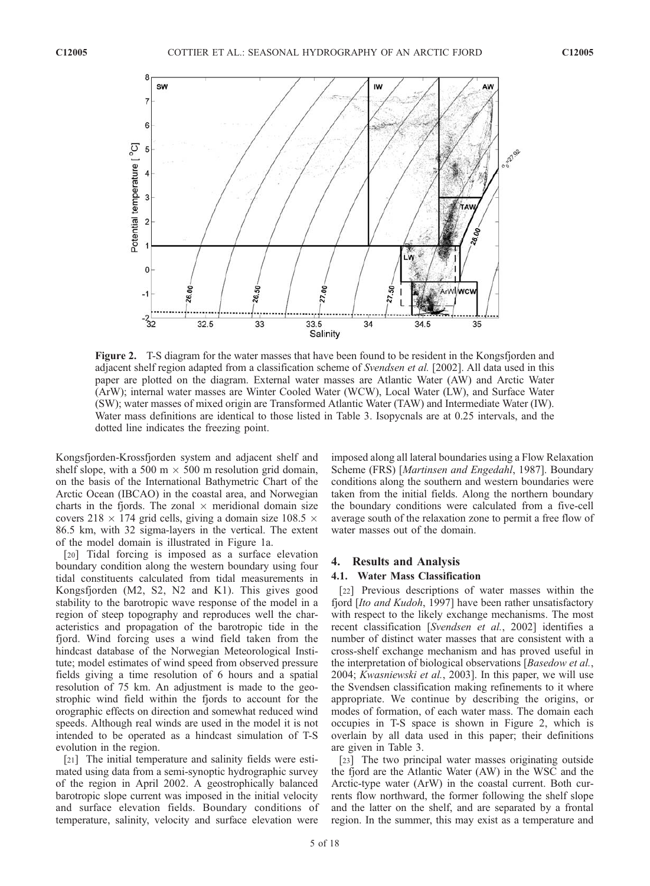Figure 2. T-S diagram for the water masses that have been found to be resident in the Kongsfjorden and adjacent shelf region adapted from a classification scheme of *Svendsen et al.* [2002]. All data used in this paper are plotted on the diagram. External water masses are Atlantic Water (AW) and Arctic Water (ArW); internal water masses are Winter Cooled Water (WCW), Local Water (LW), and Surface Water (SW); water masses of mixed origin are Transformed Atlantic Water (TAW) and Intermediate Water (IW). Water mass definitions are identical to those listed in Table 3. Isopycnals are at 0.25 intervals, and the dotted line indicates the freezing point.

Kongsfjorden-Krossfjorden system and adjacent shelf and shelf slope, with a 500 m $\times$ 500 m resolution grid domain, on the basis of the International Bathymetric Chart of the Arctic Ocean (IBCAO) in the coastal area, and Norwegian charts in the fjords. The zonal $\times$ meridional domain size covers 218 $\times$ 174 grid cells, giving a domain size 108.5 $\times$ 86.5 km, with 32 sigma-layers in the vertical. The extent of the model domain is illustrated in Figure 1a.

[20] Tidal forcing is imposed as a surface elevation boundary condition along the western boundary using four tidal constituents calculated from tidal measurements in Kongsfjorden (M2, S2, N2 and K1). This gives good stability to the barotropic wave response of the model in a region of steep topography and reproduces well the characteristics and propagation of the barotropic tide in the fjord. Wind forcing uses a wind field taken from the hindcast database of the Norwegian Meteorological Institute; model estimates of wind speed from observed pressure fields giving a time resolution of 6 hours and a spatial resolution of 75 km. An adjustment is made to the geostrophic wind field within the fjords to account for the orographic effects on direction and somewhat reduced wind speeds. Although real winds are used in the model it is not intended to be operated as a hindcast simulation of T-S evolution in the region.

[21] The initial temperature and salinity fields were estimated using data from a semi-synoptic hydrographic survey of the region in April 2002. A geostrophically balanced barotropic slope current was imposed in the initial velocity and surface elevation fields. Boundary conditions of temperature, salinity, velocity and surface elevation were imposed along all lateral boundaries using a Flow Relaxation Scheme (FRS) [*Martinsen and Engedahl*, 1987]. Boundary conditions along the southern and western boundaries were taken from the initial fields. Along the northern boundary the boundary conditions were calculated from a five-cell average south of the relaxation zone to permit a free flow of water masses out of the domain.

## 4. Results and Analysis

### 4.1. Water Mass Classification

[22] Previous descriptions of water masses within the fjord [*Ito and Kudoh*, 1997] have been rather unsatisfactory with respect to the likely exchange mechanisms. The most recent classification [*Svendsen et al.*, 2002] identifies a number of distinct water masses that are consistent with a cross-shelf exchange mechanism and has proved useful in the interpretation of biological observations [*Basedow et al.*, 2004; *Kwasniewski et al.*, 2003]. In this paper, we will use the Svendsen classification making refinements to it where appropriate. We continue by describing the origins, or modes of formation, of each water mass. The domain each occupies in T-S space is shown in Figure 2, which is overlain by all data used in this paper; their definitions are given in Table 3.

[23] The two principal water masses originating outside the fjord are the Atlantic Water (AW) in the WSC and the Arctic-type water (ArW) in the coastal current. Both currents flow northward, the former following the shelf slope and the latter on the shelf, and are separated by a frontal region. In the summer, this may exist as a temperature and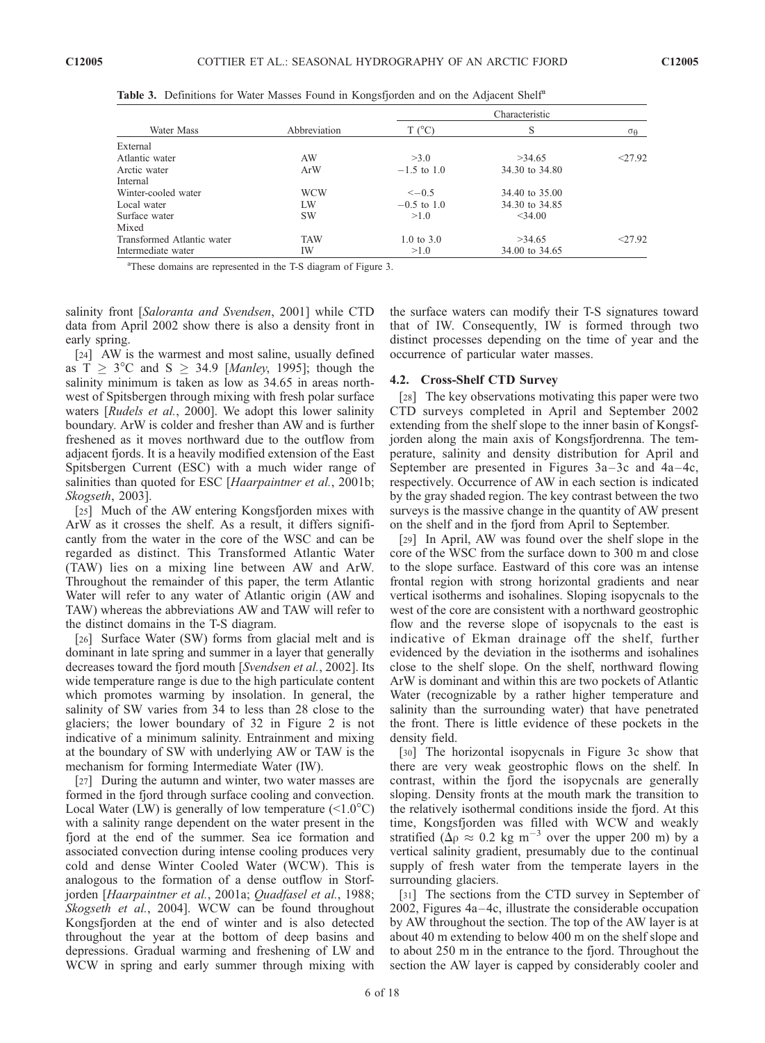**Table 3.** Definitions for Water Masses Found in Kongsfjorden and on the Adjacent Shelf[a]

| Water Mass | Abbreviation | Characteristic | | |
|---|---|---|---|---|
| | | T (°C) | S | $\sigma_\theta$ |
| External | | | | |
| Atlantic water | AW | >3.0 | >34.65 | <27.92 |
| Arctic water | ArW | −1.5 to 1.0 | 34.30 to 34.80 | |
| Internal | | | | |
| Winter-cooled water | WCW | <−0.5 | 34.40 to 35.00 | |
| Local water | LW | −0.5 to 1.0 | 34.30 to 34.85 | |
| Surface water | SW | >1.0 | <34.00 | |
| Mixed | | | | |
| Transformed Atlantic water | TAW | 1.0 to 3.0 | >34.65 | <27.92 |
| Intermediate water | IW | >1.0 | 34.00 to 34.65 | |

[a]These domains are represented in the T-S diagram of Figure 3.

salinity front [*Saloranta and Svendsen*, 2001] while CTD data from April 2002 show there is also a density front in early spring.

[24] AW is the warmest and most saline, usually defined as $T \geq 3°C$ and $S \geq 34.9$ [*Manley*, 1995]; though the salinity minimum is taken as low as 34.65 in areas northwest of Spitsbergen through mixing with fresh polar surface waters [*Rudels et al.*, 2000]. We adopt this lower salinity boundary. ArW is colder and fresher than AW and is further freshened as it moves northward due to the outflow from adjacent fjords. It is a heavily modified extension of the East Spitsbergen Current (ESC) with a much wider range of salinities than quoted for ESC [*Haarpaintner et al.*, 2001b; *Skogseth*, 2003].

[25] Much of the AW entering Kongsfjorden mixes with ArW as it crosses the shelf. As a result, it differs significantly from the water in the core of the WSC and can be regarded as distinct. This Transformed Atlantic Water (TAW) lies on a mixing line between AW and ArW. Throughout the remainder of this paper, the term Atlantic Water will refer to any water of Atlantic origin (AW and TAW) whereas the abbreviations AW and TAW will refer to the distinct domains in the T-S diagram.

[26] Surface Water (SW) forms from glacial melt and is dominant in late spring and summer in a layer that generally decreases toward the fjord mouth [*Svendsen et al.*, 2002]. Its wide temperature range is due to the high particulate content which promotes warming by insolation. In general, the salinity of SW varies from 34 to less than 28 close to the glaciers; the lower boundary of 32 in Figure 2 is not indicative of a minimum salinity. Entrainment and mixing at the boundary of SW with underlying AW or TAW is the mechanism for forming Intermediate Water (IW).

[27] During the autumn and winter, two water masses are formed in the fjord through surface cooling and convection. Local Water (LW) is generally of low temperature (<1.0°C) with a salinity range dependent on the water present in the fjord at the end of the summer. Sea ice formation and associated convection during intense cooling produces very cold and dense Winter Cooled Water (WCW). This is analogous to the formation of a dense outflow in Storfjorden [*Haarpaintner et al.*, 2001a; *Quadfasel et al.*, 1988; *Skogseth et al.*, 2004]. WCW can be found throughout Kongsfjorden at the end of winter and is also detected throughout the year at the bottom of deep basins and depressions. Gradual warming and freshening of LW and WCW in spring and early summer through mixing with the surface waters can modify their T-S signatures toward that of IW. Consequently, IW is formed through two distinct processes depending on the time of year and the occurrence of particular water masses.

### 4.2. Cross-Shelf CTD Survey

[28] The key observations motivating this paper were two CTD surveys completed in April and September 2002 extending from the shelf slope to the inner basin of Kongsfjorden along the main axis of Kongsfjordrenna. The temperature, salinity and density distribution for April and September are presented in Figures 3a–3c and 4a–4c, respectively. Occurrence of AW in each section is indicated by the gray shaded region. The key contrast between the two surveys is the massive change in the quantity of AW present on the shelf and in the fjord from April to September.

[29] In April, AW was found over the shelf slope in the core of the WSC from the surface down to 300 m and close to the slope surface. Eastward of this core was an intense frontal region with strong horizontal gradients and near vertical isotherms and isohalines. Sloping isopycnals to the west of the core are consistent with a northward geostrophic flow and the reverse slope of isopycnals to the east is indicative of Ekman drainage off the shelf, further evidenced by the deviation in the isotherms and isohalines close to the shelf slope. On the shelf, northward flowing ArW is dominant and within this are two pockets of Atlantic Water (recognizable by a rather higher temperature and salinity than the surrounding water) that have penetrated the front. There is little evidence of these pockets in the density field.

[30] The horizontal isopycnals in Figure 3c show that there are very weak geostrophic flows on the shelf. In contrast, within the fjord the isopycnals are generally sloping. Density fronts at the mouth mark the transition to the relatively isothermal conditions inside the fjord. At this time, Kongsfjorden was filled with WCW and weakly stratified ($\Delta\rho \approx 0.2$ kg m$^{-3}$ over the upper 200 m) by a vertical salinity gradient, presumably due to the continual supply of fresh water from the temperate layers in the surrounding glaciers.

[31] The sections from the CTD survey in September of 2002, Figures 4a–4c, illustrate the considerable occupation by AW throughout the section. The top of the AW layer is at about 40 m extending to below 400 m on the shelf slope and to about 250 m in the entrance to the fjord. Throughout the section the AW layer is capped by considerably cooler and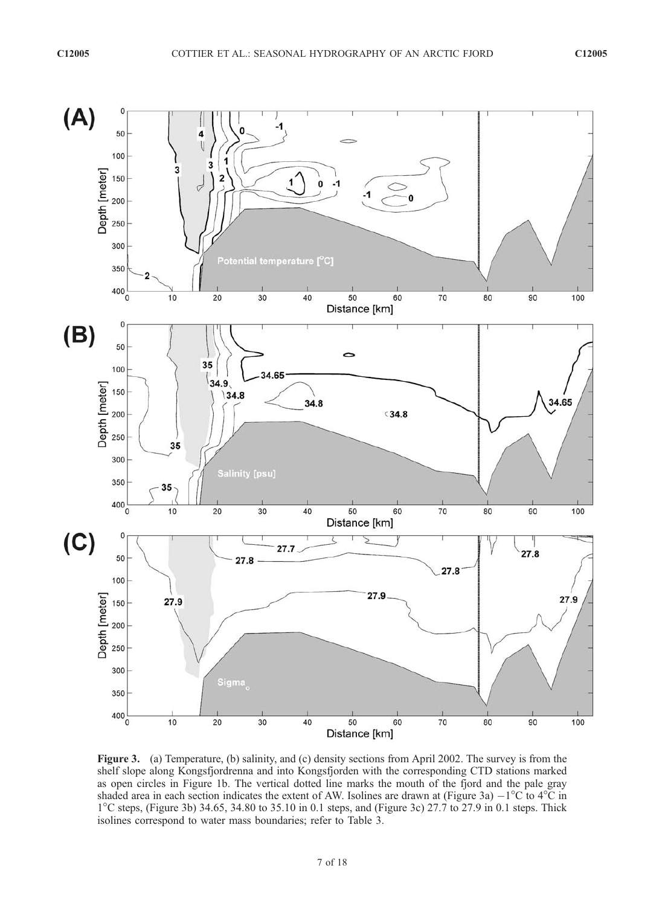**Figure 3.** (a) Temperature, (b) salinity, and (c) density sections from April 2002. The survey is from the shelf slope along Kongsfjordrenna and into Kongsfjorden with the corresponding CTD stations marked as open circles in Figure 1b. The vertical dotted line marks the mouth of the fjord and the pale gray shaded area in each section indicates the extent of AW. Isolines are drawn at (Figure 3a) $-1°C$ to $4°C$ in $1°C$ steps, (Figure 3b) 34.65, 34.80 to 35.10 in 0.1 steps, and (Figure 3c) 27.7 to 27.9 in 0.1 steps. Thick isolines correspond to water mass boundaries; refer to Table 3.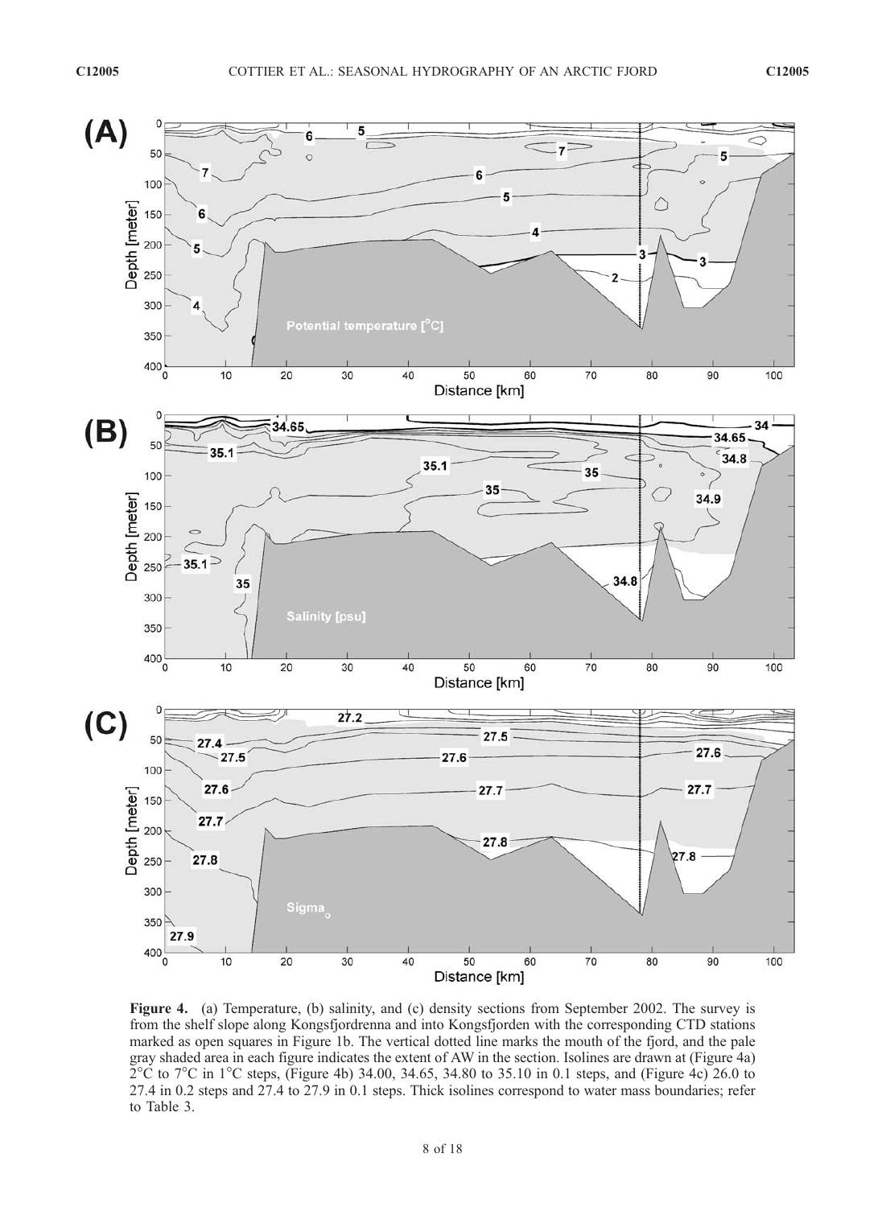**Figure 4.** (a) Temperature, (b) salinity, and (c) density sections from September 2002. The survey is from the shelf slope along Kongsfjordrenna and into Kongsfjorden with the corresponding CTD stations marked as open squares in Figure 1b. The vertical dotted line marks the mouth of the fjord, and the pale gray shaded area in each figure indicates the extent of AW in the section. Isolines are drawn at (Figure 4a) 2°C to 7°C in 1°C steps, (Figure 4b) 34.00, 34.65, 34.80 to 35.10 in 0.1 steps, and (Figure 4c) 26.0 to 27.4 in 0.2 steps and 27.4 to 27.9 in 0.1 steps. Thick isolines correspond to water mass boundaries; refer to Table 3.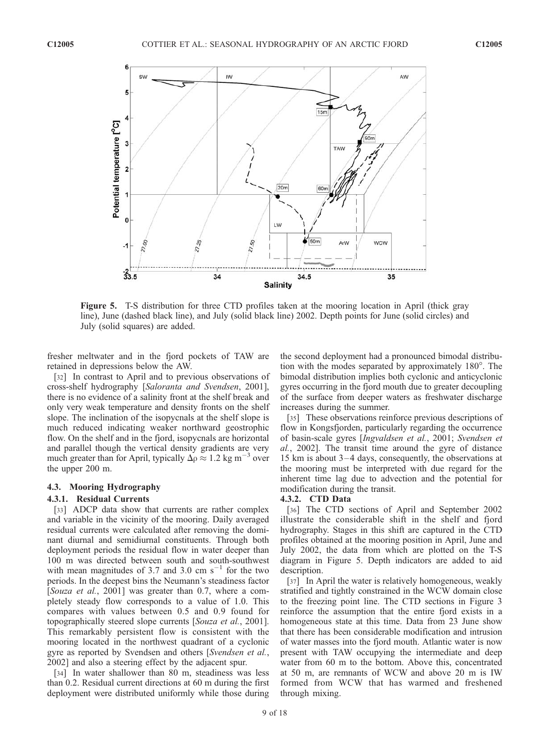Figure 5. T-S distribution for three CTD profiles taken at the mooring location in April (thick gray line), June (dashed black line), and July (solid black line) 2002. Depth points for June (solid circles) and July (solid squares) are added.

fresher meltwater and in the fjord pockets of TAW are retained in depressions below the AW.

[32] In contrast to April and to previous observations of cross-shelf hydrography [*Saloranta and Svendsen*, 2001], there is no evidence of a salinity front at the shelf break and only very weak temperature and density fronts on the shelf slope. The inclination of the isopycnals at the shelf slope is much reduced indicating weaker northward geostrophic flow. On the shelf and in the fjord, isopycnals are horizontal and parallel though the vertical density gradients are very much greater than for April, typically $\Delta\rho \approx 1.2$ kg m$^{-3}$ over the upper 200 m.

### 4.3. Mooring Hydrography

#### 4.3.1. Residual Currents

[33] ADCP data show that currents are rather complex and variable in the vicinity of the mooring. Daily averaged residual currents were calculated after removing the dominant diurnal and semidiurnal constituents. Through both deployment periods the residual flow in water deeper than 100 m was directed between south and south-southwest with mean magnitudes of 3.7 and 3.0 cm s$^{-1}$ for the two periods. In the deepest bins the Neumann's steadiness factor [*Souza et al.*, 2001] was greater than 0.7, where a completely steady flow corresponds to a value of 1.0. This compares with values between 0.5 and 0.9 found for topographically steered slope currents [*Souza et al.*, 2001]. This remarkably persistent flow is consistent with the mooring located in the northwest quadrant of a cyclonic gyre as reported by Svendsen and others [*Svendsen et al.*, 2002] and also a steering effect by the adjacent spur.

[34] In water shallower than 80 m, steadiness was less than 0.2. Residual current directions at 60 m during the first deployment were distributed uniformly while those during the second deployment had a pronounced bimodal distribution with the modes separated by approximately 180°. The bimodal distribution implies both cyclonic and anticyclonic gyres occurring in the fjord mouth due to greater decoupling of the surface from deeper waters as freshwater discharge increases during the summer.

[35] These observations reinforce previous descriptions of flow in Kongsfjorden, particularly regarding the occurrence of basin-scale gyres [*Ingvaldsen et al.*, 2001; *Svendsen et al.*, 2002]. The transit time around the gyre of distance 15 km is about 3–4 days, consequently, the observations at the mooring must be interpreted with due regard for the inherent time lag due to advection and the potential for modification during the transit.

#### 4.3.2. CTD Data

[36] The CTD sections of April and September 2002 illustrate the considerable shift in the shelf and fjord hydrography. Stages in this shift are captured in the CTD profiles obtained at the mooring position in April, June and July 2002, the data from which are plotted on the T-S diagram in Figure 5. Depth indicators are added to aid description.

[37] In April the water is relatively homogeneous, weakly stratified and tightly constrained in the WCW domain close to the freezing point line. The CTD sections in Figure 3 reinforce the assumption that the entire fjord exists in a homogeneous state at this time. Data from 23 June show that there has been considerable modification and intrusion of water masses into the fjord mouth. Atlantic water is now present with TAW occupying the intermediate and deep water from 60 m to the bottom. Above this, concentrated at 50 m, are remnants of WCW and above 20 m is IW formed from WCW that has warmed and freshened through mixing.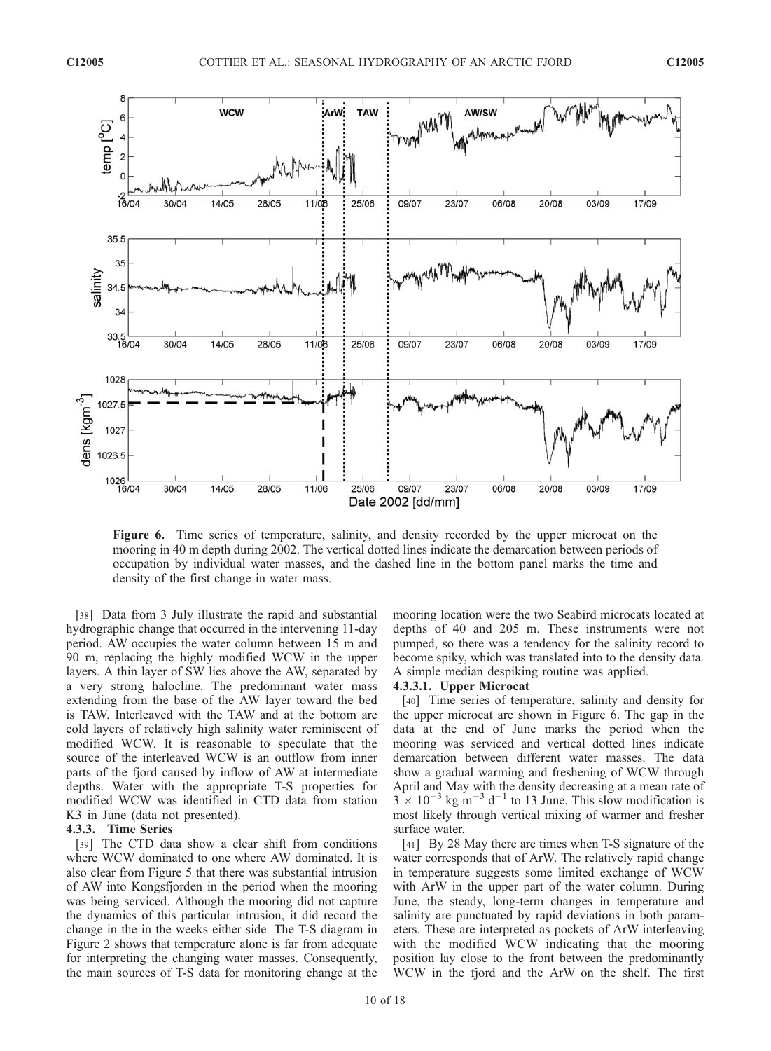**Figure 6.** Time series of temperature, salinity, and density recorded by the upper microcat on the mooring in 40 m depth during 2002. The vertical dotted lines indicate the demarcation between periods of occupation by individual water masses, and the dashed line in the bottom panel marks the time and density of the first change in water mass.

[38] Data from 3 July illustrate the rapid and substantial hydrographic change that occurred in the intervening 11-day period. AW occupies the water column between 15 m and 90 m, replacing the highly modified WCW in the upper layers. A thin layer of SW lies above the AW, separated by a very strong halocline. The predominant water mass extending from the base of the AW layer toward the bed is TAW. Interleaved with the TAW and at the bottom are cold layers of relatively high salinity water reminiscent of modified WCW. It is reasonable to speculate that the source of the interleaved WCW is an outflow from inner parts of the fjord caused by inflow of AW at intermediate depths. Water with the appropriate T-S properties for modified WCW was identified in CTD data from station K3 in June (data not presented).

#### 4.3.3. Time Series

[39] The CTD data show a clear shift from conditions where WCW dominated to one where AW dominated. It is also clear from Figure 5 that there was substantial intrusion of AW into Kongsfjorden in the period when the mooring was being serviced. Although the mooring did not capture the dynamics of this particular intrusion, it did record the change in the in the weeks either side. The T-S diagram in Figure 2 shows that temperature alone is far from adequate for interpreting the changing water masses. Consequently, the main sources of T-S data for monitoring change at the mooring location were the two Seabird microcats located at depths of 40 and 205 m. These instruments were not pumped, so there was a tendency for the salinity record to become spiky, which was translated into to the density data. A simple median despiking routine was applied.

##### 4.3.3.1. Upper Microcat

[40] Time series of temperature, salinity and density for the upper microcat are shown in Figure 6. The gap in the data at the end of June marks the period when the mooring was serviced and vertical dotted lines indicate demarcation between different water masses. The data show a gradual warming and freshening of WCW through April and May with the density decreasing at a mean rate of $3 \times 10^{-3}$ kg m$^{-3}$ d$^{-1}$ to 13 June. This slow modification is most likely through vertical mixing of warmer and fresher surface water.

[41] By 28 May there are times when T-S signature of the water corresponds that of ArW. The relatively rapid change in temperature suggests some limited exchange of WCW with ArW in the upper part of the water column. During June, the steady, long-term changes in temperature and salinity are punctuated by rapid deviations in both parameters. These are interpreted as pockets of ArW interleaving with the modified WCW indicating that the mooring position lay close to the front between the predominantly WCW in the fjord and the ArW on the shelf. The first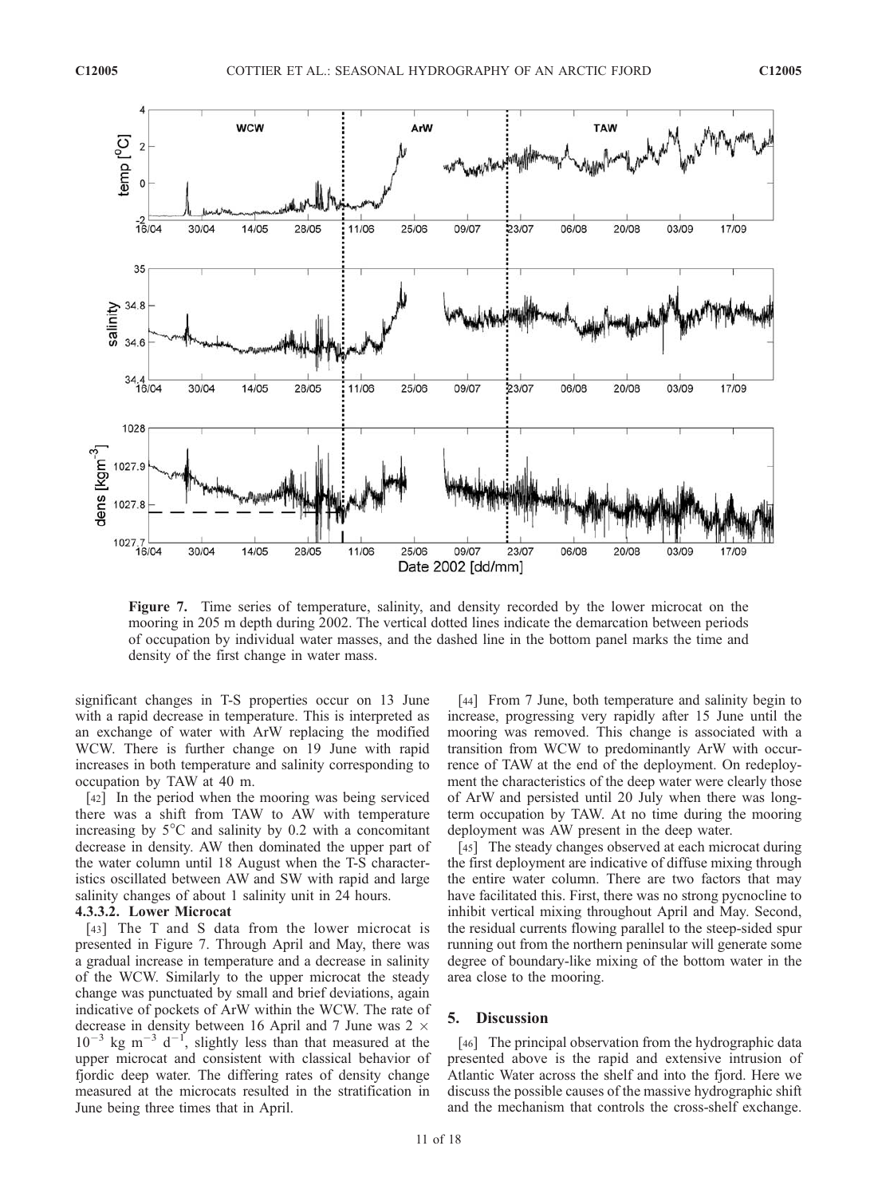Figure 7. Time series of temperature, salinity, and density recorded by the lower microcat on the mooring in 205 m depth during 2002. The vertical dotted lines indicate the demarcation between periods of occupation by individual water masses, and the dashed line in the bottom panel marks the time and density of the first change in water mass.

significant changes in T-S properties occur on 13 June with a rapid decrease in temperature. This is interpreted as an exchange of water with ArW replacing the modified WCW. There is further change on 19 June with rapid increases in both temperature and salinity corresponding to occupation by TAW at 40 m.

[42] In the period when the mooring was being serviced there was a shift from TAW to AW with temperature increasing by 5°C and salinity by 0.2 with a concomitant decrease in density. AW then dominated the upper part of the water column until 18 August when the T-S characteristics oscillated between AW and SW with rapid and large salinity changes of about 1 salinity unit in 24 hours.

#### 4.3.3.2. Lower Microcat

[43] The T and S data from the lower microcat is presented in Figure 7. Through April and May, there was a gradual increase in temperature and a decrease in salinity of the WCW. Similarly to the upper microcat the steady change was punctuated by small and brief deviations, again indicative of pockets of ArW within the WCW. The rate of decrease in density between 16 April and 7 June was $2 \times 10^{-3}$ kg m$^{-3}$ d$^{-1}$, slightly less than that measured at the upper microcat and consistent with classical behavior of fjordic deep water. The differing rates of density change measured at the microcats resulted in the stratification in June being three times that in April.

[44] From 7 June, both temperature and salinity begin to increase, progressing very rapidly after 15 June until the mooring was removed. This change is associated with a transition from WCW to predominantly ArW with occurrence of TAW at the end of the deployment. On redeployment the characteristics of the deep water were clearly those of ArW and persisted until 20 July when there was long-term occupation by TAW. At no time during the mooring deployment was AW present in the deep water.

[45] The steady changes observed at each microcat during the first deployment are indicative of diffuse mixing through the entire water column. There are two factors that may have facilitated this. First, there was no strong pycnocline to inhibit vertical mixing throughout April and May. Second, the residual currents flowing parallel to the steep-sided spur running out from the northern peninsular will generate some degree of boundary-like mixing of the bottom water in the area close to the mooring.

## 5. Discussion

[46] The principal observation from the hydrographic data presented above is the rapid and extensive intrusion of Atlantic Water across the shelf and into the fjord. Here we discuss the possible causes of the massive hydrographic shift and the mechanism that controls the cross-shelf exchange.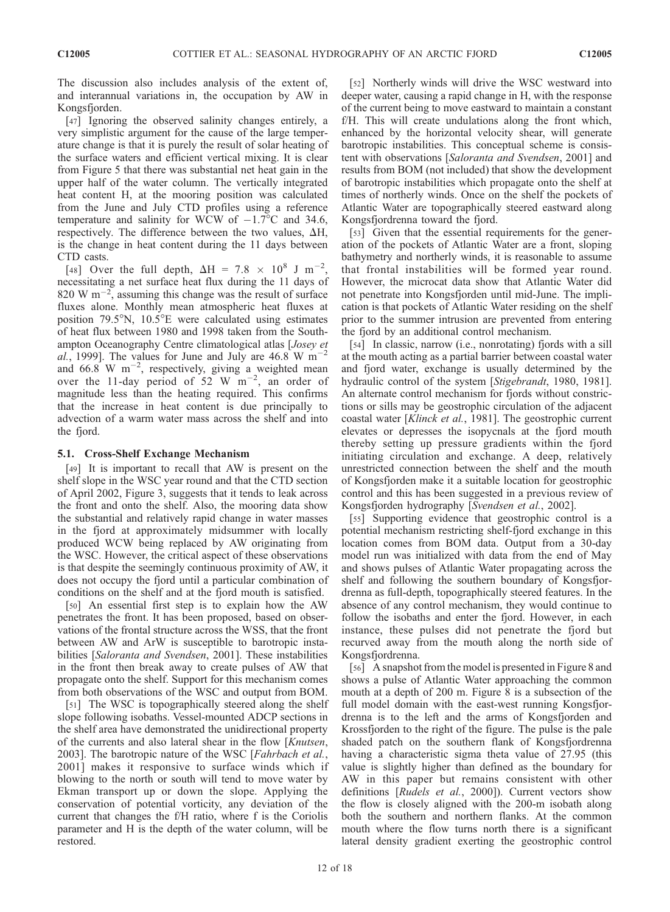The discussion also includes analysis of the extent of, and interannual variations in, the occupation by AW in Kongsfjorden.

[47] Ignoring the observed salinity changes entirely, a very simplistic argument for the cause of the large temperature change is that it is purely the result of solar heating of the surface waters and efficient vertical mixing. It is clear from Figure 5 that there was substantial net heat gain in the upper half of the water column. The vertically integrated heat content H, at the mooring position was calculated from the June and July CTD profiles using a reference temperature and salinity for WCW of $-1.7°C$ and 34.6, respectively. The difference between the two values, $\Delta H$, is the change in heat content during the 11 days between CTD casts.

[48] Over the full depth, $\Delta H = 7.8 \times 10^8$ J m$^{-2}$, necessitating a net surface heat flux during the 11 days of 820 W m$^{-2}$, assuming this change was the result of surface fluxes alone. Monthly mean atmospheric heat fluxes at position 79.5°N, 10.5°E were calculated using estimates of heat flux between 1980 and 1998 taken from the Southampton Oceanography Centre climatological atlas [*Josey et al.*, 1999]. The values for June and July are 46.8 W m$^{-2}$ and 66.8 W m$^{-2}$, respectively, giving a weighted mean over the 11-day period of 52 W m$^{-2}$, an order of magnitude less than the heating required. This confirms that the increase in heat content is due principally to advection of a warm water mass across the shelf and into the fjord.

### 5.1. Cross-Shelf Exchange Mechanism

[49] It is important to recall that AW is present on the shelf slope in the WSC year round and that the CTD section of April 2002, Figure 3, suggests that it tends to leak across the front and onto the shelf. Also, the mooring data show the substantial and relatively rapid change in water masses in the fjord at approximately midsummer with locally produced WCW being replaced by AW originating from the WSC. However, the critical aspect of these observations is that despite the seemingly continuous proximity of AW, it does not occupy the fjord until a particular combination of conditions on the shelf and at the fjord mouth is satisfied.

[50] An essential first step is to explain how the AW penetrates the front. It has been proposed, based on observations of the frontal structure across the WSS, that the front between AW and ArW is susceptible to barotropic instabilities [*Saloranta and Svendsen*, 2001]. These instabilities in the front then break away to create pulses of AW that propagate onto the shelf. Support for this mechanism comes from both observations of the WSC and output from BOM.

[51] The WSC is topographically steered along the shelf slope following isobaths. Vessel-mounted ADCP sections in the shelf area have demonstrated the unidirectional property of the currents and also lateral shear in the flow [*Knutsen*, 2003]. The barotropic nature of the WSC [*Fahrbach et al.*, 2001] makes it responsive to surface winds which if blowing to the north or south will tend to move water by Ekman transport up or down the slope. Applying the conservation of potential vorticity, any deviation of the current that changes the f/H ratio, where f is the Coriolis parameter and H is the depth of the water column, will be restored.

[52] Northerly winds will drive the WSC westward into deeper water, causing a rapid change in H, with the response of the current being to move eastward to maintain a constant f/H. This will create undulations along the front which, enhanced by the horizontal velocity shear, will generate barotropic instabilities. This conceptual scheme is consistent with observations [*Saloranta and Svendsen*, 2001] and results from BOM (not included) that show the development of barotropic instabilities which propagate onto the shelf at times of northerly winds. Once on the shelf the pockets of Atlantic Water are topographically steered eastward along Kongsfjordrenna toward the fjord.

[53] Given that the essential requirements for the generation of the pockets of Atlantic Water are a front, sloping bathymetry and northerly winds, it is reasonable to assume that frontal instabilities will be formed year round. However, the microcat data show that Atlantic Water did not penetrate into Kongsfjorden until mid-June. The implication is that pockets of Atlantic Water residing on the shelf prior to the summer intrusion are prevented from entering the fjord by an additional control mechanism.

[54] In classic, narrow (i.e., nonrotating) fjords with a sill at the mouth acting as a partial barrier between coastal water and fjord water, exchange is usually determined by the hydraulic control of the system [*Stigebrandt*, 1980, 1981]. An alternate control mechanism for fjords without constrictions or sills may be geostrophic circulation of the adjacent coastal water [*Klinck et al.*, 1981]. The geostrophic current elevates or depresses the isopycnals at the fjord mouth thereby setting up pressure gradients within the fjord initiating circulation and exchange. A deep, relatively unrestricted connection between the shelf and the mouth of Kongsfjorden make it a suitable location for geostrophic control and this has been suggested in a previous review of Kongsfjorden hydrography [*Svendsen et al.*, 2002].

[55] Supporting evidence that geostrophic control is a potential mechanism restricting shelf-fjord exchange in this location comes from BOM data. Output from a 30-day model run was initialized with data from the end of May and shows pulses of Atlantic Water propagating across the shelf and following the southern boundary of Kongsfjordrenna as full-depth, topographically steered features. In the absence of any control mechanism, they would continue to follow the isobaths and enter the fjord. However, in each instance, these pulses did not penetrate the fjord but recurved away from the mouth along the north side of Kongsfjordrenna.

[56] A snapshot from the model is presented in Figure 8 and shows a pulse of Atlantic Water approaching the common mouth at a depth of 200 m. Figure 8 is a subsection of the full model domain with the east-west running Kongsfjordrenna is to the left and the arms of Kongsfjorden and Krossfjorden to the right of the figure. The pulse is the pale shaded patch on the southern flank of Kongsfjordrenna having a characteristic sigma theta value of 27.95 (this value is slightly higher than defined as the boundary for AW in this paper but remains consistent with other definitions [*Rudels et al.*, 2000]). Current vectors show the flow is closely aligned with the 200-m isobath along both the southern and northern flanks. At the common mouth where the flow turns north there is a significant lateral density gradient exerting the geostrophic control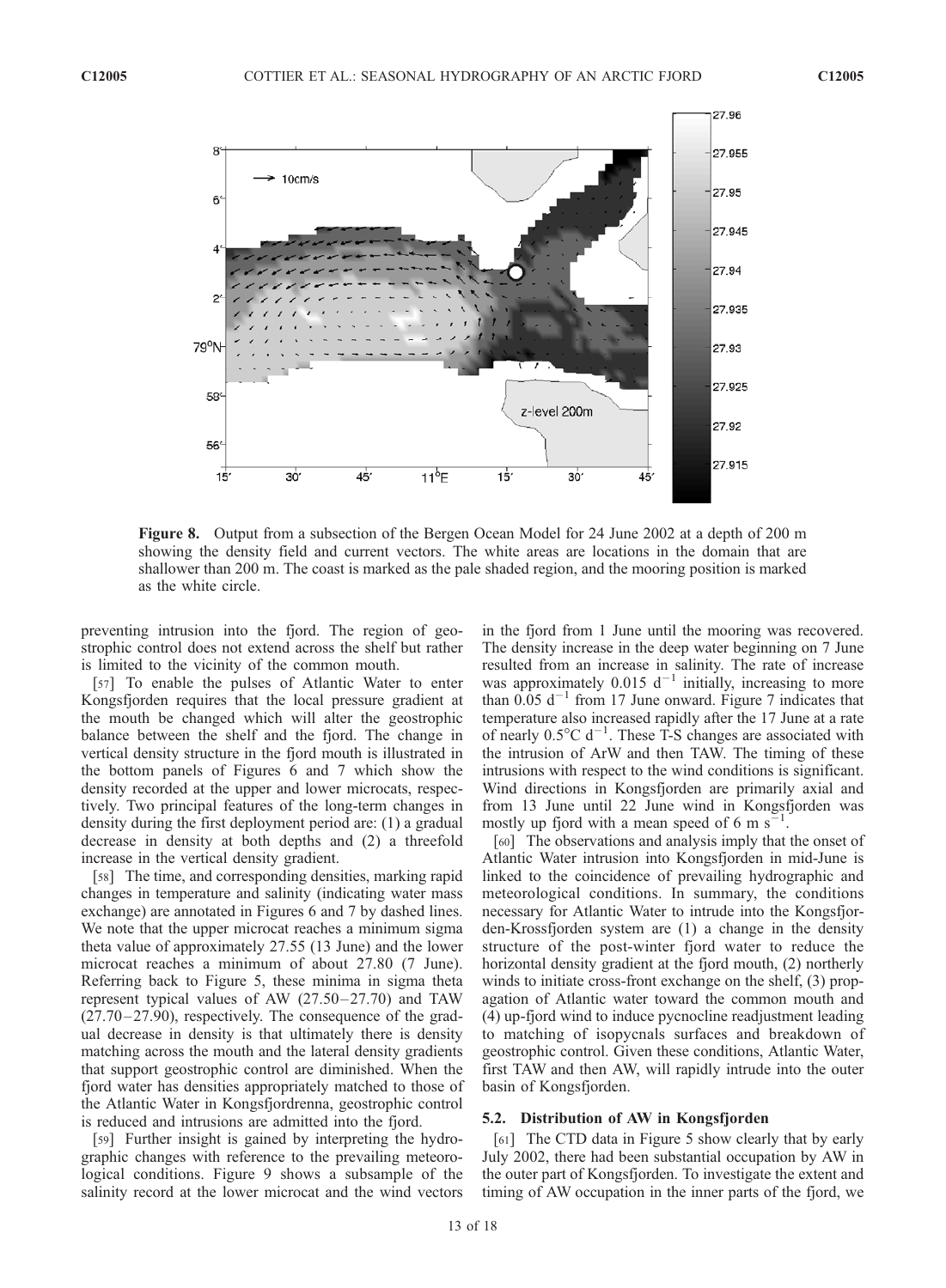**Figure 8.** Output from a subsection of the Bergen Ocean Model for 24 June 2002 at a depth of 200 m showing the density field and current vectors. The white areas are locations in the domain that are shallower than 200 m. The coast is marked as the pale shaded region, and the mooring position is marked as the white circle.

preventing intrusion into the fjord. The region of geostrophic control does not extend across the shelf but rather is limited to the vicinity of the common mouth.

[57] To enable the pulses of Atlantic Water to enter Kongsfjorden requires that the local pressure gradient at the mouth be changed which will alter the geostrophic balance between the shelf and the fjord. The change in vertical density structure in the fjord mouth is illustrated in the bottom panels of Figures 6 and 7 which show the density recorded at the upper and lower microcats, respectively. Two principal features of the long-term changes in density during the first deployment period are: (1) a gradual decrease in density at both depths and (2) a threefold increase in the vertical density gradient.

[58] The time, and corresponding densities, marking rapid changes in temperature and salinity (indicating water mass exchange) are annotated in Figures 6 and 7 by dashed lines. We note that the upper microcat reaches a minimum sigma theta value of approximately 27.55 (13 June) and the lower microcat reaches a minimum of about 27.80 (7 June). Referring back to Figure 5, these minima in sigma theta represent typical values of AW (27.50–27.70) and TAW (27.70–27.90), respectively. The consequence of the gradual decrease in density is that ultimately there is density matching across the mouth and the lateral density gradients that support geostrophic control are diminished. When the fjord water has densities appropriately matched to those of the Atlantic Water in Kongsfjordrenna, geostrophic control is reduced and intrusions are admitted into the fjord.

[59] Further insight is gained by interpreting the hydrographic changes with reference to the prevailing meteorological conditions. Figure 9 shows a subsample of the salinity record at the lower microcat and the wind vectors in the fjord from 1 June until the mooring was recovered. The density increase in the deep water beginning on 7 June resulted from an increase in salinity. The rate of increase was approximately 0.015 $d^{-1}$ initially, increasing to more than 0.05 $d^{-1}$ from 17 June onward. Figure 7 indicates that temperature also increased rapidly after the 17 June at a rate of nearly 0.5°C $d^{-1}$. These T-S changes are associated with the intrusion of ArW and then TAW. The timing of these intrusions with respect to the wind conditions is significant. Wind directions in Kongsfjorden are primarily axial and from 13 June until 22 June wind in Kongsfjorden was mostly up fjord with a mean speed of 6 m $s^{-1}$.

[60] The observations and analysis imply that the onset of Atlantic Water intrusion into Kongsfjorden in mid-June is linked to the coincidence of prevailing hydrographic and meteorological conditions. In summary, the conditions necessary for Atlantic Water to intrude into the Kongsfjorden-Krossfjorden system are (1) a change in the density structure of the post-winter fjord water to reduce the horizontal density gradient at the fjord mouth, (2) northerly winds to initiate cross-front exchange on the shelf, (3) propagation of Atlantic water toward the common mouth and (4) up-fjord wind to induce pycnocline readjustment leading to matching of isopycnals surfaces and breakdown of geostrophic control. Given these conditions, Atlantic Water, first TAW and then AW, will rapidly intrude into the outer basin of Kongsfjorden.

### 5.2. Distribution of AW in Kongsfjorden

[61] The CTD data in Figure 5 show clearly that by early July 2002, there had been substantial occupation by AW in the outer part of Kongsfjorden. To investigate the extent and timing of AW occupation in the inner parts of the fjord, we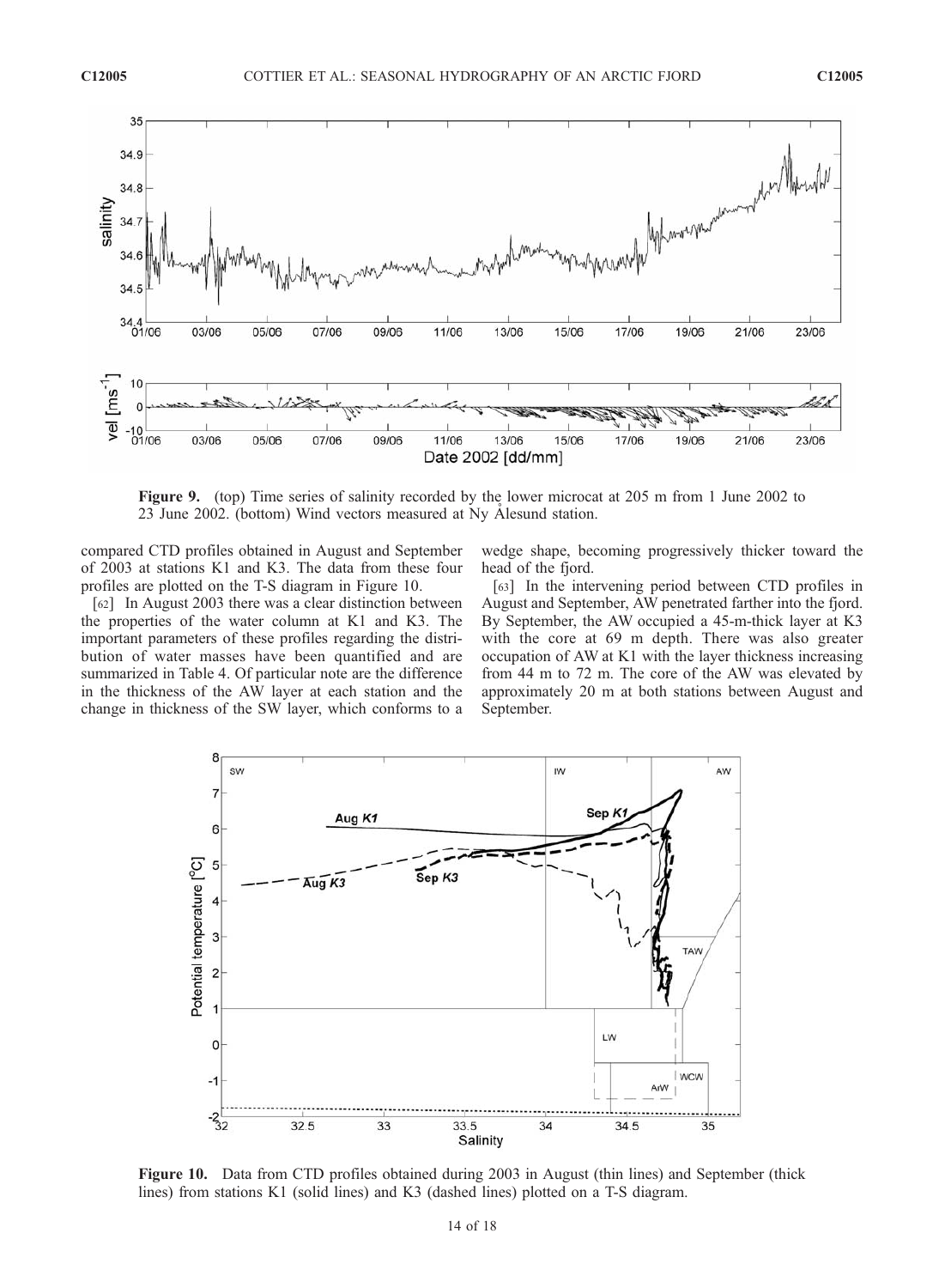Figure 9. (top) Time series of salinity recorded by the lower microcat at 205 m from 1 June 2002 to 23 June 2002. (bottom) Wind vectors measured at Ny Ålesund station.

compared CTD profiles obtained in August and September of 2003 at stations K1 and K3. The data from these four profiles are plotted on the T-S diagram in Figure 10.

[62] In August 2003 there was a clear distinction between the properties of the water column at K1 and K3. The important parameters of these profiles regarding the distribution of water masses have been quantified and are summarized in Table 4. Of particular note are the difference in the thickness of the AW layer at each station and the change in thickness of the SW layer, which conforms to a wedge shape, becoming progressively thicker toward the head of the fjord.

[63] In the intervening period between CTD profiles in August and September, AW penetrated farther into the fjord. By September, the AW occupied a 45-m-thick layer at K3 with the core at 69 m depth. There was also greater occupation of AW at K1 with the layer thickness increasing from 44 m to 72 m. The core of the AW was elevated by approximately 20 m at both stations between August and September.

Figure 10. Data from CTD profiles obtained during 2003 in August (thin lines) and September (thick lines) from stations K1 (solid lines) and K3 (dashed lines) plotted on a T-S diagram.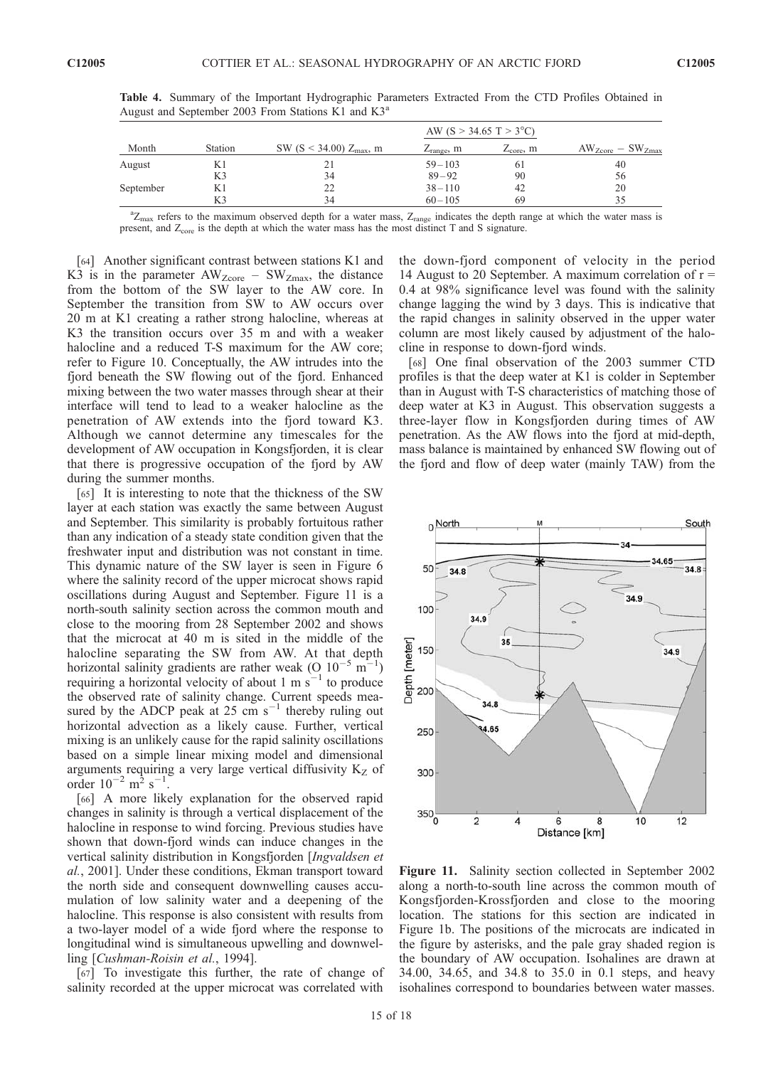**Table 4.** Summary of the Important Hydrographic Parameters Extracted From the CTD Profiles Obtained in August and September 2003 From Stations K1 and K3[a]

| Month | Station | SW (S < 34.00) $Z_{max}$, m | AW (S > 34.65 T > 3°C) | | $AW_{Zcore} - SW_{Zmax}$ |
|---|---|---|---|---|---|
| | | | $Z_{range}$, m | $Z_{core}$, m | |
| August | K1 | 21 | 59–103 | 61 | 40 |
| | K3 | 34 | 89–92 | 90 | 56 |
| September | K1 | 22 | 38–110 | 42 | 20 |
| | K3 | 34 | 60–105 | 69 | 35 |

[a] $Z_{max}$ refers to the maximum observed depth for a water mass, $Z_{range}$ indicates the depth range at which the water mass is present, and $Z_{core}$ is the depth at which the water mass has the most distinct T and S signature.

[64] Another significant contrast between stations K1 and K3 is in the parameter $AW_{Zcore} - SW_{Zmax}$, the distance from the bottom of the SW layer to the AW core. In September the transition from SW to AW occurs over 20 m at K1 creating a rather strong halocline, whereas at K3 the transition occurs over 35 m and with a weaker halocline and a reduced T-S maximum for the AW core; refer to Figure 10. Conceptually, the AW intrudes into the fjord beneath the SW flowing out of the fjord. Enhanced mixing between the two water masses through shear at their interface will tend to lead to a weaker halocline as the penetration of AW extends into the fjord toward K3. Although we cannot determine any timescales for the development of AW occupation in Kongsfjorden, it is clear that there is progressive occupation of the fjord by AW during the summer months.

[65] It is interesting to note that the thickness of the SW layer at each station was exactly the same between August and September. This similarity is probably fortuitous rather than any indication of a steady state condition given that the freshwater input and distribution was not constant in time. This dynamic nature of the SW layer is seen in Figure 6 where the salinity record of the upper microcat shows rapid oscillations during August and September. Figure 11 is a north-south salinity section across the common mouth and close to the mooring from 28 September 2002 and shows that the microcat at 40 m is sited in the middle of the halocline separating the SW from AW. At that depth horizontal salinity gradients are rather weak (O $10^{-5}$ $m^{-1}$) requiring a horizontal velocity of about 1 m $s^{-1}$ to produce the observed rate of salinity change. Current speeds measured by the ADCP peak at 25 cm $s^{-1}$ thereby ruling out horizontal advection as a likely cause. Further, vertical mixing is an unlikely cause for the rapid salinity oscillations based on a simple linear mixing model and dimensional arguments requiring a very large vertical diffusivity $K_Z$ of order $10^{-2}$ $m^2$ $s^{-1}$.

[66] A more likely explanation for the observed rapid changes in salinity is through a vertical displacement of the halocline in response to wind forcing. Previous studies have shown that down-fjord winds can induce changes in the vertical salinity distribution in Kongsfjorden [*Ingvaldsen et al.*, 2001]. Under these conditions, Ekman transport toward the north side and consequent downwelling causes accumulation of low salinity water and a deepening of the halocline. This response is also consistent with results from a two-layer model of a wide fjord where the response to longitudinal wind is simultaneous upwelling and downwelling [*Cushman-Roisin et al.*, 1994].

[67] To investigate this further, the rate of change of salinity recorded at the upper microcat was correlated with the down-fjord component of velocity in the period 14 August to 20 September. A maximum correlation of r = 0.4 at 98% significance level was found with the salinity change lagging the wind by 3 days. This is indicative that the rapid changes in salinity observed in the upper water column are most likely caused by adjustment of the halocline in response to down-fjord winds.

[68] One final observation of the 2003 summer CTD profiles is that the deep water at K1 is colder in September than in August with T-S characteristics of matching those of deep water at K3 in August. This observation suggests a three-layer flow in Kongsfjorden during times of AW penetration. As the AW flows into the fjord at mid-depth, mass balance is maintained by enhanced SW flowing out of the fjord and flow of deep water (mainly TAW) from the

**Figure 11.** Salinity section collected in September 2002 along a north-to-south line across the common mouth of Kongsfjorden-Krossfjorden and close to the mooring location. The stations for this section are indicated in Figure 1b. The positions of the microcats are indicated in the figure by asterisks, and the pale gray shaded region is the boundary of AW occupation. Isohalines are drawn at 34.00, 34.65, and 34.8 to 35.0 in 0.1 steps, and heavy isohalines correspond to boundaries between water masses.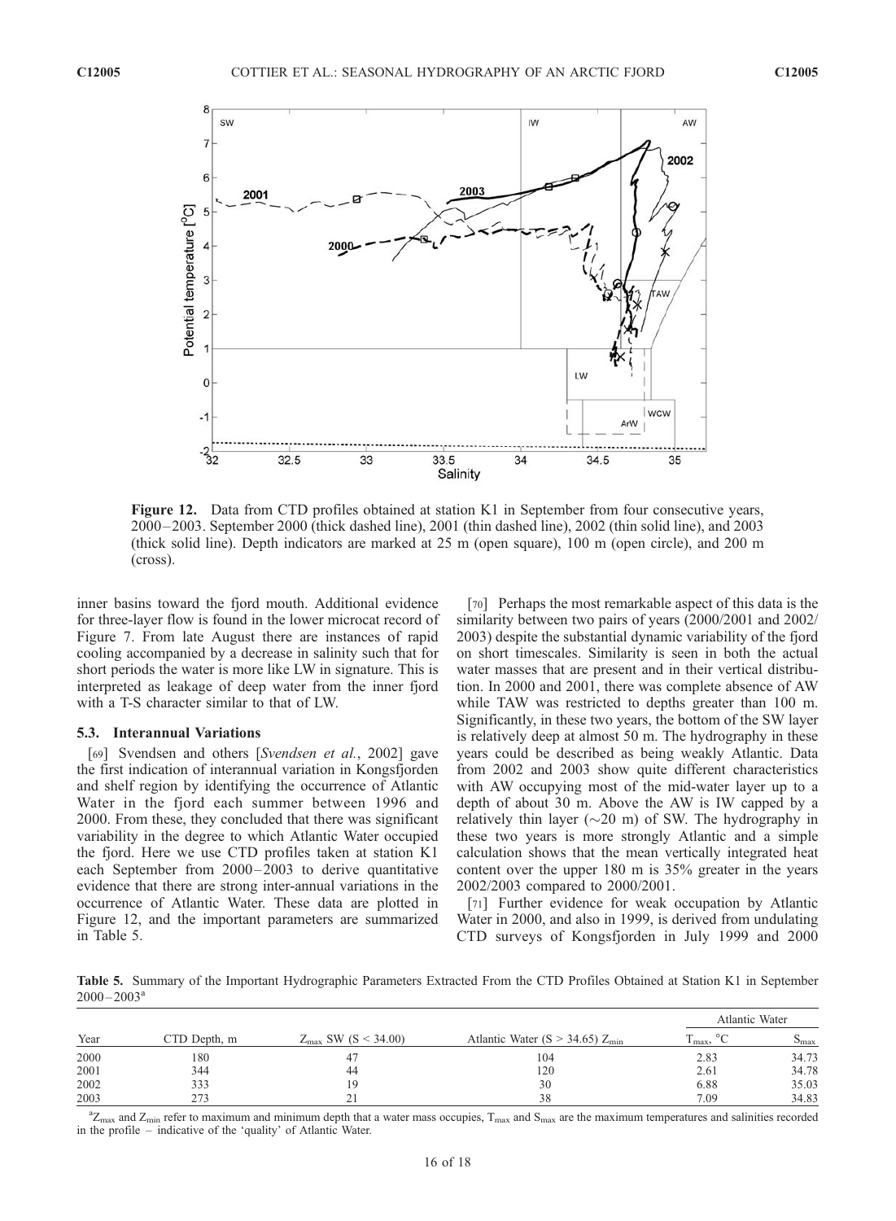**Figure 12.** Data from CTD profiles obtained at station K1 in September from four consecutive years, 2000–2003. September 2000 (thick dashed line), 2001 (thin dashed line), 2002 (thin solid line), and 2003 (thick solid line). Depth indicators are marked at 25 m (open square), 100 m (open circle), and 200 m (cross).

inner basins toward the fjord mouth. Additional evidence for three-layer flow is found in the lower microcat record of Figure 7. From late August there are instances of rapid cooling accompanied by a decrease in salinity such that for short periods the water is more like LW in signature. This is interpreted as leakage of deep water from the inner fjord with a T-S character similar to that of LW.

### 5.3. Interannual Variations

[69] Svendsen and others [*Svendsen et al.*, 2002] gave the first indication of interannual variation in Kongsfjorden and shelf region by identifying the occurrence of Atlantic Water in the fjord each summer between 1996 and 2000. From these, they concluded that there was significant variability in the degree to which Atlantic Water occupied the fjord. Here we use CTD profiles taken at station K1 each September from 2000–2003 to derive quantitative evidence that there are strong inter-annual variations in the occurrence of Atlantic Water. These data are plotted in Figure 12, and the important parameters are summarized in Table 5.

[70] Perhaps the most remarkable aspect of this data is the similarity between two pairs of years (2000/2001 and 2002/2003) despite the substantial dynamic variability of the fjord on short timescales. Similarity is seen in both the actual water masses that are present and in their vertical distribution. In 2000 and 2001, there was complete absence of AW while TAW was restricted to depths greater than 100 m. Significantly, in these two years, the bottom of the SW layer is relatively deep at almost 50 m. The hydrography in these years could be described as being weakly Atlantic. Data from 2002 and 2003 show quite different characteristics with AW occupying most of the mid-water layer up to a depth of about 30 m. Above the AW is IW capped by a relatively thin layer (~20 m) of SW. The hydrography in these two years is more strongly Atlantic and a simple calculation shows that the mean vertically integrated heat content over the upper 180 m is 35% greater in the years 2002/2003 compared to 2000/2001.

[71] Further evidence for weak occupation by Atlantic Water in 2000, and also in 1999, is derived from undulating CTD surveys of Kongsfjorden in July 1999 and 2000

**Table 5.** Summary of the Important Hydrographic Parameters Extracted From the CTD Profiles Obtained at Station K1 in September 2000–2003[a]

| Year | CTD Depth, m | $Z_{max}$ SW (S < 34.00) | Atlantic Water (S > 34.65) $Z_{min}$ | Atlantic Water $T_{max}$, °C | Atlantic Water $S_{max}$ |
|---|---|---|---|---|---|
| 2000 | 180 | 47 | 104 | 2.83 | 34.73 |
| 2001 | 344 | 44 | 120 | 2.61 | 34.78 |
| 2002 | 333 | 19 | 30 | 6.88 | 35.03 |
| 2003 | 273 | 21 | 38 | 7.09 | 34.83 |

[a] $Z_{max}$ and $Z_{min}$ refer to maximum and minimum depth that a water mass occupies, $T_{max}$ and $S_{max}$ are the maximum temperatures and salinities recorded in the profile – indicative of the 'quality' of Atlantic Water.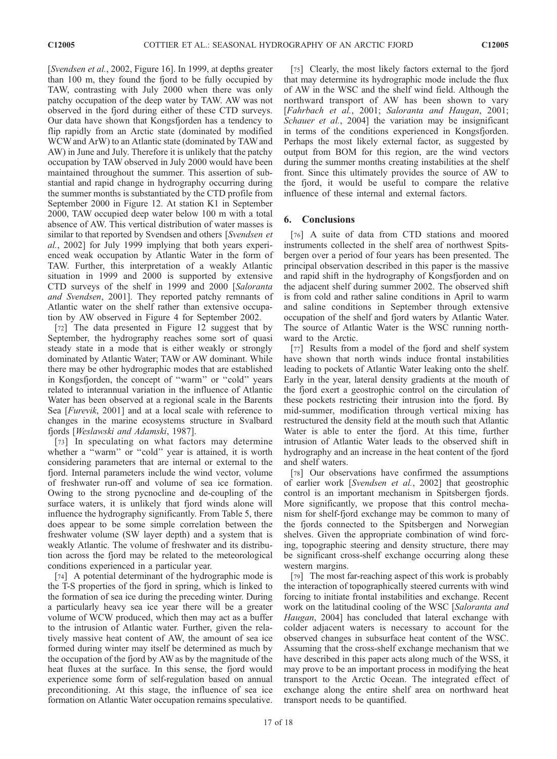[*Svendsen et al.*, 2002, Figure 16]. In 1999, at depths greater than 100 m, they found the fjord to be fully occupied by TAW, contrasting with July 2000 when there was only patchy occupation of the deep water by TAW. AW was not observed in the fjord during either of these CTD surveys. Our data have shown that Kongsfjorden has a tendency to flip rapidly from an Arctic state (dominated by modified WCW and ArW) to an Atlantic state (dominated by TAW and AW) in June and July. Therefore it is unlikely that the patchy occupation by TAW observed in July 2000 would have been maintained throughout the summer. This assertion of substantial and rapid change in hydrography occurring during the summer months is substantiated by the CTD profile from September 2000 in Figure 12. At station K1 in September 2000, TAW occupied deep water below 100 m with a total absence of AW. This vertical distribution of water masses is similar to that reported by Svendsen and others [*Svendsen et al.*, 2002] for July 1999 implying that both years experienced weak occupation by Atlantic Water in the form of TAW. Further, this interpretation of a weakly Atlantic situation in 1999 and 2000 is supported by extensive CTD surveys of the shelf in 1999 and 2000 [*Saloranta and Svendsen*, 2001]. They reported patchy remnants of Atlantic water on the shelf rather than extensive occupation by AW observed in Figure 4 for September 2002.

[72] The data presented in Figure 12 suggest that by September, the hydrography reaches some sort of quasi steady state in a mode that is either weakly or strongly dominated by Atlantic Water; TAW or AW dominant. While there may be other hydrographic modes that are established in Kongsfjorden, the concept of ''warm'' or ''cold'' years related to interannual variation in the influence of Atlantic Water has been observed at a regional scale in the Barents Sea [*Furevik*, 2001] and at a local scale with reference to changes in the marine ecosystems structure in Svalbard fjords [*Weslawski and Adamski*, 1987].

[73] In speculating on what factors may determine whether a ''warm'' or ''cold'' year is attained, it is worth considering parameters that are internal or external to the fjord. Internal parameters include the wind vector, volume of freshwater run-off and volume of sea ice formation. Owing to the strong pycnocline and de-coupling of the surface waters, it is unlikely that fjord winds alone will influence the hydrography significantly. From Table 5, there does appear to be some simple correlation between the freshwater volume (SW layer depth) and a system that is weakly Atlantic. The volume of freshwater and its distribution across the fjord may be related to the meteorological conditions experienced in a particular year.

[74] A potential determinant of the hydrographic mode is the T-S properties of the fjord in spring, which is linked to the formation of sea ice during the preceding winter. During a particularly heavy sea ice year there will be a greater volume of WCW produced, which then may act as a buffer to the intrusion of Atlantic water. Further, given the relatively massive heat content of AW, the amount of sea ice formed during winter may itself be determined as much by the occupation of the fjord by AW as by the magnitude of the heat fluxes at the surface. In this sense, the fjord would experience some form of self-regulation based on annual preconditioning. At this stage, the influence of sea ice formation on Atlantic Water occupation remains speculative.

[75] Clearly, the most likely factors external to the fjord that may determine its hydrographic mode include the flux of AW in the WSC and the shelf wind field. Although the northward transport of AW has been shown to vary [*Fahrbach et al.*, 2001; *Saloranta and Haugan*, 2001; *Schauer et al.*, 2004] the variation may be insignificant in terms of the conditions experienced in Kongsfjorden. Perhaps the most likely external factor, as suggested by output from BOM for this region, are the wind vectors during the summer months creating instabilities at the shelf front. Since this ultimately provides the source of AW to the fjord, it would be useful to compare the relative influence of these internal and external factors.

## 6. Conclusions

[76] A suite of data from CTD stations and moored instruments collected in the shelf area of northwest Spitsbergen over a period of four years has been presented. The principal observation described in this paper is the massive and rapid shift in the hydrography of Kongsfjorden and on the adjacent shelf during summer 2002. The observed shift is from cold and rather saline conditions in April to warm and saline conditions in September through extensive occupation of the shelf and fjord waters by Atlantic Water. The source of Atlantic Water is the WSC running northward to the Arctic.

[77] Results from a model of the fjord and shelf system have shown that north winds induce frontal instabilities leading to pockets of Atlantic Water leaking onto the shelf. Early in the year, lateral density gradients at the mouth of the fjord exert a geostrophic control on the circulation of these pockets restricting their intrusion into the fjord. By mid-summer, modification through vertical mixing has restructured the density field at the mouth such that Atlantic Water is able to enter the fjord. At this time, further intrusion of Atlantic Water leads to the observed shift in hydrography and an increase in the heat content of the fjord and shelf waters.

[78] Our observations have confirmed the assumptions of earlier work [*Svendsen et al.*, 2002] that geostrophic control is an important mechanism in Spitsbergen fjords. More significantly, we propose that this control mechanism for shelf-fjord exchange may be common to many of the fjords connected to the Spitsbergen and Norwegian shelves. Given the appropriate combination of wind forcing, topographic steering and density structure, there may be significant cross-shelf exchange occurring along these western margins.

[79] The most far-reaching aspect of this work is probably the interaction of topographically steered currents with wind forcing to initiate frontal instabilities and exchange. Recent work on the latitudinal cooling of the WSC [*Saloranta and Haugan*, 2004] has concluded that lateral exchange with colder adjacent waters is necessary to account for the observed changes in subsurface heat content of the WSC. Assuming that the cross-shelf exchange mechanism that we have described in this paper acts along much of the WSS, it may prove to be an important process in modifying the heat transport to the Arctic Ocean. The integrated effect of exchange along the entire shelf area on northward heat transport needs to be quantified.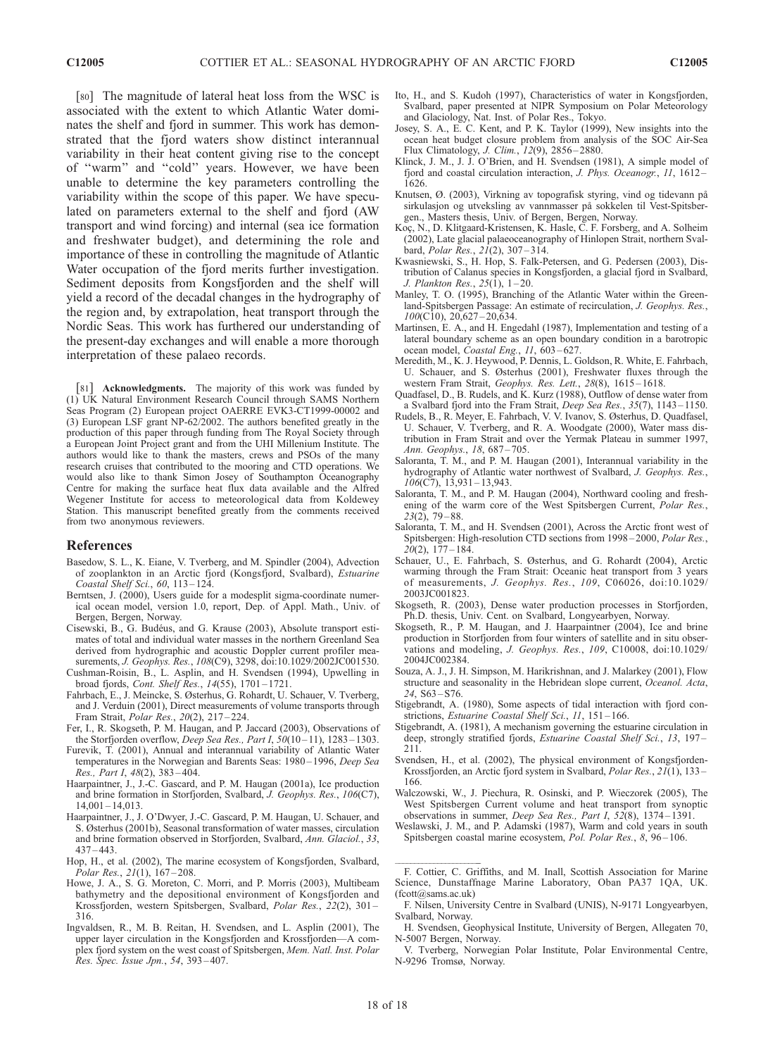[80] The magnitude of lateral heat loss from the WSC is associated with the extent to which Atlantic Water dominates the shelf and fjord in summer. This work has demonstrated that the fjord waters show distinct interannual variability in their heat content giving rise to the concept of "warm" and "cold" years. However, we have been unable to determine the key parameters controlling the variability within the scope of this paper. We have speculated on parameters external to the shelf and fjord (AW transport and wind forcing) and internal (sea ice formation and freshwater budget), and determining the role and importance of these in controlling the magnitude of Atlantic Water occupation of the fjord merits further investigation. Sediment deposits from Kongsfjorden and the shelf will yield a record of the decadal changes in the hydrography of the region and, by extrapolation, heat transport through the Nordic Seas. This work has furthered our understanding of the present-day exchanges and will enable a more thorough interpretation of these palaeo records.

[81] **Acknowledgments.** The majority of this work was funded by (1) UK Natural Environment Research Council through SAMS Northern Seas Program (2) European project OAERRE EVK3-CT1999-00002 and (3) European LSF grant NP-62/2002. The authors benefited greatly in the production of this paper through funding from The Royal Society through a European Joint Project grant and from the UHI Millenium Institute. The authors would like to thank the masters, crews and PSOs of the many research cruises that contributed to the mooring and CTD operations. We would also like to thank Simon Josey of Southampton Oceanography Centre for making the surface heat flux data available and the Alfred Wegener Institute for access to meteorological data from Koldewey Station. This manuscript benefited greatly from the comments received from two anonymous reviewers.

## References

Basedow, S. L., K. Eiane, V. Tverberg, and M. Spindler (2004), Advection of zooplankton in an Arctic fjord (Kongsfjord, Svalbard), *Estuarine Coastal Shelf Sci.*, *60*, 113–124.

Berntsen, J. (2000), Users guide for a modesplit sigma-coordinate numerical ocean model, version 1.0, report, Dep. of Appl. Math., Univ. of Bergen, Bergen, Norway.

Cisewski, B., G. Budéus, and G. Krause (2003), Absolute transport estimates of total and individual water masses in the northern Greenland Sea derived from hydrographic and acoustic Doppler current profiler measurements, *J. Geophys. Res.*, *108*(C9), 3298, doi:10.1029/2002JC001530.

Cushman-Roisin, B., L. Asplin, and H. Svendsen (1994), Upwelling in broad fjords, *Cont. Shelf Res.*, *14*(55), 1701–1721.

Fahrbach, E., J. Meincke, S. Østerhus, G. Rohardt, U. Schauer, V. Tverberg, and J. Verduin (2001), Direct measurements of volume transports through Fram Strait, *Polar Res.*, *20*(2), 217–224.

Fer, I., R. Skogseth, P. M. Haugan, and P. Jaccard (2003), Observations of the Storfjorden overflow, *Deep Sea Res., Part I*, *50*(10–11), 1283–1303.

Furevik, T. (2001), Annual and interannual variability of Atlantic Water temperatures in the Norwegian and Barents Seas: 1980–1996, *Deep Sea Res., Part I*, *48*(2), 383–404.

Haarpaintner, J., J.-C. Gascard, and P. M. Haugan (2001a), Ice production and brine formation in Storfjorden, Svalbard, *J. Geophys. Res.*, *106*(C7), 14,001–14,013.

Haarpaintner, J., J. O'Dwyer, J.-C. Gascard, P. M. Haugan, U. Schauer, and S. Østerhus (2001b), Seasonal transformation of water masses, circulation and brine formation observed in Storfjorden, Svalbard, *Ann. Glaciol.*, *33*, 437–443.

Hop, H., et al. (2002), The marine ecosystem of Kongsfjorden, Svalbard, *Polar Res.*, *21*(1), 167–208.

Howe, J. A., S. G. Moreton, C. Morri, and P. Morris (2003), Multibeam bathymetry and the depositional environment of Kongsfjorden and Krossfjorden, western Spitsbergen, Svalbard, *Polar Res.*, *22*(2), 301–316.

Ingvaldsen, R., M. B. Reitan, H. Svendsen, and L. Asplin (2001), The upper layer circulation in the Kongsfjorden and Krossfjorden—A complex fjord system on the west coast of Spitsbergen, *Mem. Natl. Inst. Polar Res. Spec. Issue Jpn.*, *54*, 393–407.

Ito, H., and S. Kudoh (1997), Characteristics of water in Kongsfjorden, Svalbard, paper presented at NIPR Symposium on Polar Meteorology and Glaciology, Nat. Inst. of Polar Res., Tokyo.

Josey, S. A., E. C. Kent, and P. K. Taylor (1999), New insights into the ocean heat budget closure problem from analysis of the SOC Air-Sea Flux Climatology, *J. Clim.*, *12*(9), 2856–2880.

Klinck, J. M., J. J. O'Brien, and H. Svendsen (1981), A simple model of fjord and coastal circulation interaction, *J. Phys. Oceanogr.*, *11*, 1612–1626.

Knutsen, Ø. (2003), Virkning av topografisk styring, vind og tidevann på sirkulasjon og utveksling av vannmasser på sokkelen til Vest-Spitsbergen., Masters thesis, Univ. of Bergen, Bergen, Norway.

Koç, N., D. Klitgaard-Kristensen, K. Hasle, C. F. Forsberg, and A. Solheim (2002), Late glacial palaeoceanography of Hinlopen Strait, northern Svalbard, *Polar Res.*, *21*(2), 307–314.

Kwasniewski, S., H. Hop, S. Falk-Petersen, and G. Pedersen (2003), Distribution of Calanus species in Kongsfjorden, a glacial fjord in Svalbard, *J. Plankton Res.*, *25*(1), 1–20.

Manley, T. O. (1995), Branching of the Atlantic Water within the Greenland-Spitsbergen Passage: An estimate of recirculation, *J. Geophys. Res.*, *100*(C10), 20,627–20,634.

Martinsen, E. A., and H. Engedahl (1987), Implementation and testing of a lateral boundary scheme as an open boundary condition in a barotropic ocean model, *Coastal Eng.*, *11*, 603–627.

Meredith, M., K. J. Heywood, P. Dennis, L. Goldson, R. White, E. Fahrbach, U. Schauer, and S. Østerhus (2001), Freshwater fluxes through the western Fram Strait, *Geophys. Res. Lett.*, *28*(8), 1615–1618.

Quadfasel, D., B. Rudels, and K. Kurz (1988), Outflow of dense water from a Svalbard fjord into the Fram Strait, *Deep Sea Res.*, *35*(7), 1143–1150.

Rudels, B., R. Meyer, E. Fahrbach, V. V. Ivanov, S. Østerhus, D. Quadfasel, U. Schauer, V. Tverberg, and R. A. Woodgate (2000), Water mass distribution in Fram Strait and over the Yermak Plateau in summer 1997, *Ann. Geophys.*, *18*, 687–705.

Saloranta, T. M., and P. M. Haugan (2001), Interannual variability in the hydrography of Atlantic water northwest of Svalbard, *J. Geophys. Res.*, *106*(C7), 13,931–13,943.

Saloranta, T. M., and P. M. Haugan (2004), Northward cooling and freshening of the warm core of the West Spitsbergen Current, *Polar Res.*, *23*(2), 79–88.

Saloranta, T. M., and H. Svendsen (2001), Across the Arctic front west of Spitsbergen: High-resolution CTD sections from 1998–2000, *Polar Res.*, *20*(2), 177–184.

Schauer, U., E. Fahrbach, S. Østerhus, and G. Rohardt (2004), Arctic warming through the Fram Strait: Oceanic heat transport from 3 years of measurements, *J. Geophys. Res.*, *109*, C06026, doi:10.1029/2003JC001823.

Skogseth, R. (2003), Dense water production processes in Storfjorden, Ph.D. thesis, Univ. Cent. on Svalbard, Longyearbyen, Norway.

Skogseth, R., P. M. Haugan, and J. Haarpaintner (2004), Ice and brine production in Storfjorden from four winters of satellite and in situ observations and modeling, *J. Geophys. Res.*, *109*, C10008, doi:10.1029/2004JC002384.

Souza, A. J., J. H. Simpson, M. Harikrishnan, and J. Malarkey (2001), Flow structure and seasonality in the Hebridean slope current, *Oceanol. Acta*, *24*, S63–S76.

Stigebrandt, A. (1980), Some aspects of tidal interaction with fjord constrictions, *Estuarine Coastal Shelf Sci.*, *11*, 151–166.

Stigebrandt, A. (1981), A mechanism governing the estuarine circulation in deep, strongly stratified fjords, *Estuarine Coastal Shelf Sci.*, *13*, 197–211.

Svendsen, H., et al. (2002), The physical environment of Kongsfjorden-Krossfjorden, an Arctic fjord system in Svalbard, *Polar Res.*, *21*(1), 133–166.

Walczowski, W., J. Piechura, R. Osinski, and P. Wieczorek (2005), The West Spitsbergen Current volume and heat transport from synoptic observations in summer, *Deep Sea Res., Part I*, *52*(8), 1374–1391.

Weslawski, J. M., and P. Adamski (1987), Warm and cold years in south Spitsbergen coastal marine ecosystem, *Pol. Polar Res.*, *8*, 96–106.

---

F. Cottier, C. Griffiths, and M. Inall, Scottish Association for Marine Science, Dunstaffnage Marine Laboratory, Oban PA37 1QA, UK. (fcott@sams.ac.uk)

F. Nilsen, University Centre in Svalbard (UNIS), N-9171 Longyearbyen, Svalbard, Norway.

H. Svendsen, Geophysical Institute, University of Bergen, Allegaten 70, N-5007 Bergen, Norway.

V. Tverberg, Norwegian Polar Institute, Polar Environmental Centre, N-9296 Tromsø, Norway.